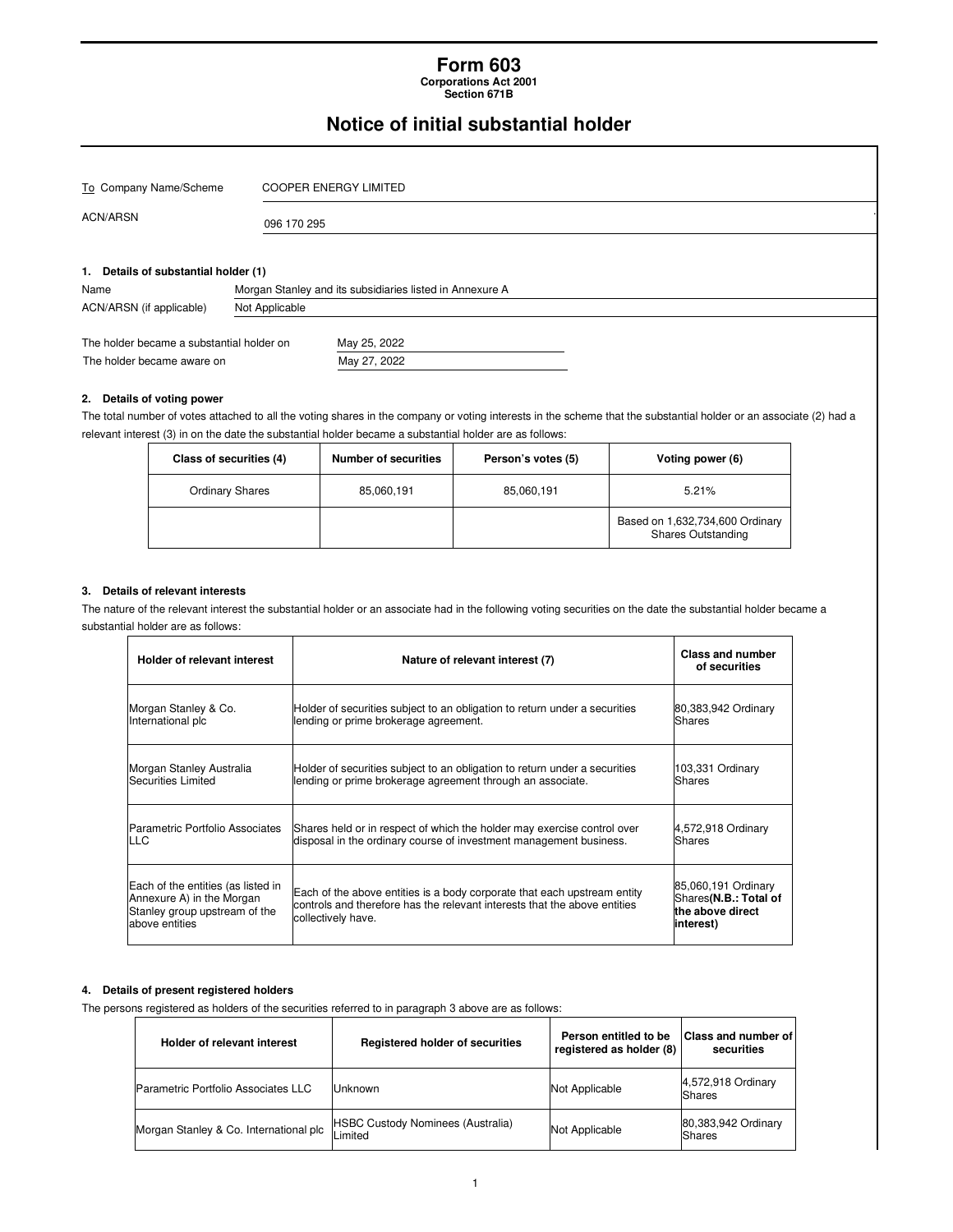# Form 603

**Corporations Act 2001**
**Section 671B**

## Notice of initial substantial holder

| To Company Name/Scheme | COOPER ENERGY LIMITED |
|---|---|
| ACN/ARSN | 096 170 295 |

### 1. Details of substantial holder (1)

| Name | Morgan Stanley and its subsidiaries listed in Annexure A |
|---|---|
| ACN/ARSN (if applicable) | Not Applicable |

The holder became a substantial holder on May 25, 2022

The holder became aware on May 27, 2022

### 2. Details of voting power

The total number of votes attached to all the voting shares in the company or voting interests in the scheme that the substantial holder or an associate (2) had a relevant interest (3) in on the date the substantial holder became a substantial holder are as follows:

| Class of securities (4) | Number of securities | Person's votes (5) | Voting power (6) |
|---|---|---|---|
| Ordinary Shares | 85,060,191 | 85,060,191 | 5.21% |
| | | | Based on 1,632,734,600 Ordinary Shares Outstanding |

### 3. Details of relevant interests

The nature of the relevant interest the substantial holder or an associate had in the following voting securities on the date the substantial holder became a substantial holder are as follows:

| Holder of relevant interest | Nature of relevant interest (7) | Class and number of securities |
|---|---|---|
| Morgan Stanley & Co. International plc | Holder of securities subject to an obligation to return under a securities lending or prime brokerage agreement. | 80,383,942 Ordinary Shares |
| Morgan Stanley Australia Securities Limited | Holder of securities subject to an obligation to return under a securities lending or prime brokerage agreement through an associate. | 103,331 Ordinary Shares |
| Parametric Portfolio Associates LLC | Shares held or in respect of which the holder may exercise control over disposal in the ordinary course of investment management business. | 4,572,918 Ordinary Shares |
| Each of the entities (as listed in Annexure A) in the Morgan Stanley group upstream of the above entities | Each of the above entities is a body corporate that each upstream entity controls and therefore has the relevant interests that the above entities collectively have. | 85,060,191 Ordinary Shares**(N.B.: Total of the above direct interest)** |

### 4. Details of present registered holders

The persons registered as holders of the securities referred to in paragraph 3 above are as follows:

| Holder of relevant interest | Registered holder of securities | Person entitled to be registered as holder (8) | Class and number of securities |
|---|---|---|---|
| Parametric Portfolio Associates LLC | Unknown | Not Applicable | 4,572,918 Ordinary Shares |
| Morgan Stanley & Co. International plc | HSBC Custody Nominees (Australia) Limited | Not Applicable | 80,383,942 Ordinary Shares |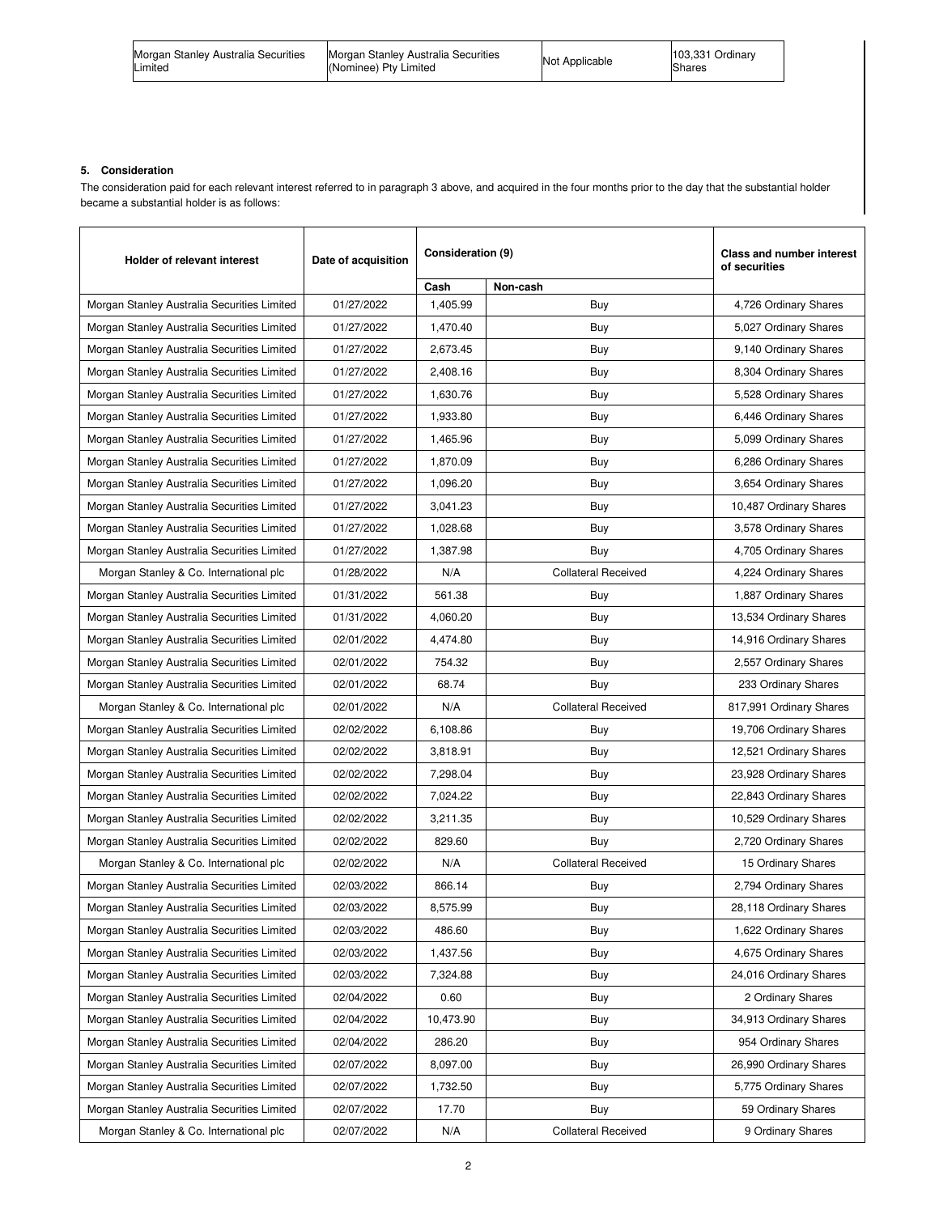| Morgan Stanley Australia Securities Limited | Morgan Stanley Australia Securities (Nominee) Pty Limited | Not Applicable | 103,331 Ordinary Shares |
|---|---|---|---|

**5. Consideration**

The consideration paid for each relevant interest referred to in paragraph 3 above, and acquired in the four months prior to the day that the substantial holder became a substantial holder is as follows:

| Holder of relevant interest | Date of acquisition | Consideration (9) | | Class and number interest of securities |
|---|---|---|---|---|
| | | Cash | Non-cash | |
| Morgan Stanley Australia Securities Limited | 01/27/2022 | 1,405.99 | Buy | 4,726 Ordinary Shares |
| Morgan Stanley Australia Securities Limited | 01/27/2022 | 1,470.40 | Buy | 5,027 Ordinary Shares |
| Morgan Stanley Australia Securities Limited | 01/27/2022 | 2,673.45 | Buy | 9,140 Ordinary Shares |
| Morgan Stanley Australia Securities Limited | 01/27/2022 | 2,408.16 | Buy | 8,304 Ordinary Shares |
| Morgan Stanley Australia Securities Limited | 01/27/2022 | 1,630.76 | Buy | 5,528 Ordinary Shares |
| Morgan Stanley Australia Securities Limited | 01/27/2022 | 1,933.80 | Buy | 6,446 Ordinary Shares |
| Morgan Stanley Australia Securities Limited | 01/27/2022 | 1,465.96 | Buy | 5,099 Ordinary Shares |
| Morgan Stanley Australia Securities Limited | 01/27/2022 | 1,870.09 | Buy | 6,286 Ordinary Shares |
| Morgan Stanley Australia Securities Limited | 01/27/2022 | 1,096.20 | Buy | 3,654 Ordinary Shares |
| Morgan Stanley Australia Securities Limited | 01/27/2022 | 3,041.23 | Buy | 10,487 Ordinary Shares |
| Morgan Stanley Australia Securities Limited | 01/27/2022 | 1,028.68 | Buy | 3,578 Ordinary Shares |
| Morgan Stanley Australia Securities Limited | 01/27/2022 | 1,387.98 | Buy | 4,705 Ordinary Shares |
| Morgan Stanley & Co. International plc | 01/28/2022 | N/A | Collateral Received | 4,224 Ordinary Shares |
| Morgan Stanley Australia Securities Limited | 01/31/2022 | 561.38 | Buy | 1,887 Ordinary Shares |
| Morgan Stanley Australia Securities Limited | 01/31/2022 | 4,060.20 | Buy | 13,534 Ordinary Shares |
| Morgan Stanley Australia Securities Limited | 02/01/2022 | 4,474.80 | Buy | 14,916 Ordinary Shares |
| Morgan Stanley Australia Securities Limited | 02/01/2022 | 754.32 | Buy | 2,557 Ordinary Shares |
| Morgan Stanley Australia Securities Limited | 02/01/2022 | 68.74 | Buy | 233 Ordinary Shares |
| Morgan Stanley & Co. International plc | 02/01/2022 | N/A | Collateral Received | 817,991 Ordinary Shares |
| Morgan Stanley Australia Securities Limited | 02/02/2022 | 6,108.86 | Buy | 19,706 Ordinary Shares |
| Morgan Stanley Australia Securities Limited | 02/02/2022 | 3,818.91 | Buy | 12,521 Ordinary Shares |
| Morgan Stanley Australia Securities Limited | 02/02/2022 | 7,298.04 | Buy | 23,928 Ordinary Shares |
| Morgan Stanley Australia Securities Limited | 02/02/2022 | 7,024.22 | Buy | 22,843 Ordinary Shares |
| Morgan Stanley Australia Securities Limited | 02/02/2022 | 3,211.35 | Buy | 10,529 Ordinary Shares |
| Morgan Stanley Australia Securities Limited | 02/02/2022 | 829.60 | Buy | 2,720 Ordinary Shares |
| Morgan Stanley & Co. International plc | 02/02/2022 | N/A | Collateral Received | 15 Ordinary Shares |
| Morgan Stanley Australia Securities Limited | 02/03/2022 | 866.14 | Buy | 2,794 Ordinary Shares |
| Morgan Stanley Australia Securities Limited | 02/03/2022 | 8,575.99 | Buy | 28,118 Ordinary Shares |
| Morgan Stanley Australia Securities Limited | 02/03/2022 | 486.60 | Buy | 1,622 Ordinary Shares |
| Morgan Stanley Australia Securities Limited | 02/03/2022 | 1,437.56 | Buy | 4,675 Ordinary Shares |
| Morgan Stanley Australia Securities Limited | 02/03/2022 | 7,324.88 | Buy | 24,016 Ordinary Shares |
| Morgan Stanley Australia Securities Limited | 02/04/2022 | 0.60 | Buy | 2 Ordinary Shares |
| Morgan Stanley Australia Securities Limited | 02/04/2022 | 10,473.90 | Buy | 34,913 Ordinary Shares |
| Morgan Stanley Australia Securities Limited | 02/04/2022 | 286.20 | Buy | 954 Ordinary Shares |
| Morgan Stanley Australia Securities Limited | 02/07/2022 | 8,097.00 | Buy | 26,990 Ordinary Shares |
| Morgan Stanley Australia Securities Limited | 02/07/2022 | 1,732.50 | Buy | 5,775 Ordinary Shares |
| Morgan Stanley Australia Securities Limited | 02/07/2022 | 17.70 | Buy | 59 Ordinary Shares |
| Morgan Stanley & Co. International plc | 02/07/2022 | N/A | Collateral Received | 9 Ordinary Shares |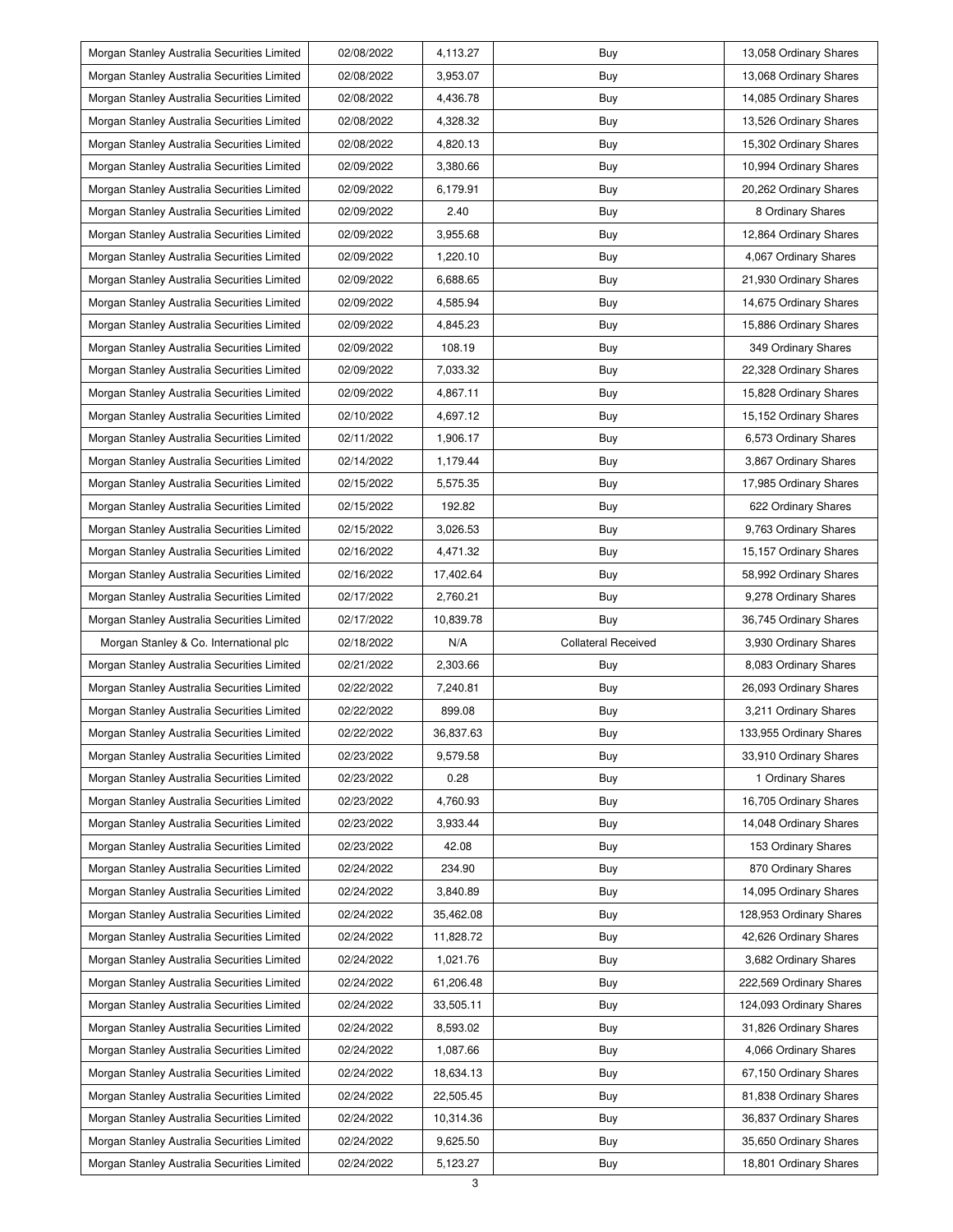| Morgan Stanley Australia Securities Limited | 02/08/2022 | 4,113.27 | Buy | 13,058 Ordinary Shares |
|---|---|---|---|---|
| Morgan Stanley Australia Securities Limited | 02/08/2022 | 3,953.07 | Buy | 13,068 Ordinary Shares |
| Morgan Stanley Australia Securities Limited | 02/08/2022 | 4,436.78 | Buy | 14,085 Ordinary Shares |
| Morgan Stanley Australia Securities Limited | 02/08/2022 | 4,328.32 | Buy | 13,526 Ordinary Shares |
| Morgan Stanley Australia Securities Limited | 02/08/2022 | 4,820.13 | Buy | 15,302 Ordinary Shares |
| Morgan Stanley Australia Securities Limited | 02/09/2022 | 3,380.66 | Buy | 10,994 Ordinary Shares |
| Morgan Stanley Australia Securities Limited | 02/09/2022 | 6,179.91 | Buy | 20,262 Ordinary Shares |
| Morgan Stanley Australia Securities Limited | 02/09/2022 | 2.40 | Buy | 8 Ordinary Shares |
| Morgan Stanley Australia Securities Limited | 02/09/2022 | 3,955.68 | Buy | 12,864 Ordinary Shares |
| Morgan Stanley Australia Securities Limited | 02/09/2022 | 1,220.10 | Buy | 4,067 Ordinary Shares |
| Morgan Stanley Australia Securities Limited | 02/09/2022 | 6,688.65 | Buy | 21,930 Ordinary Shares |
| Morgan Stanley Australia Securities Limited | 02/09/2022 | 4,585.94 | Buy | 14,675 Ordinary Shares |
| Morgan Stanley Australia Securities Limited | 02/09/2022 | 4,845.23 | Buy | 15,886 Ordinary Shares |
| Morgan Stanley Australia Securities Limited | 02/09/2022 | 108.19 | Buy | 349 Ordinary Shares |
| Morgan Stanley Australia Securities Limited | 02/09/2022 | 7,033.32 | Buy | 22,328 Ordinary Shares |
| Morgan Stanley Australia Securities Limited | 02/09/2022 | 4,867.11 | Buy | 15,828 Ordinary Shares |
| Morgan Stanley Australia Securities Limited | 02/10/2022 | 4,697.12 | Buy | 15,152 Ordinary Shares |
| Morgan Stanley Australia Securities Limited | 02/11/2022 | 1,906.17 | Buy | 6,573 Ordinary Shares |
| Morgan Stanley Australia Securities Limited | 02/14/2022 | 1,179.44 | Buy | 3,867 Ordinary Shares |
| Morgan Stanley Australia Securities Limited | 02/15/2022 | 5,575.35 | Buy | 17,985 Ordinary Shares |
| Morgan Stanley Australia Securities Limited | 02/15/2022 | 192.82 | Buy | 622 Ordinary Shares |
| Morgan Stanley Australia Securities Limited | 02/15/2022 | 3,026.53 | Buy | 9,763 Ordinary Shares |
| Morgan Stanley Australia Securities Limited | 02/16/2022 | 4,471.32 | Buy | 15,157 Ordinary Shares |
| Morgan Stanley Australia Securities Limited | 02/16/2022 | 17,402.64 | Buy | 58,992 Ordinary Shares |
| Morgan Stanley Australia Securities Limited | 02/17/2022 | 2,760.21 | Buy | 9,278 Ordinary Shares |
| Morgan Stanley Australia Securities Limited | 02/17/2022 | 10,839.78 | Buy | 36,745 Ordinary Shares |
| Morgan Stanley & Co. International plc | 02/18/2022 | N/A | Collateral Received | 3,930 Ordinary Shares |
| Morgan Stanley Australia Securities Limited | 02/21/2022 | 2,303.66 | Buy | 8,083 Ordinary Shares |
| Morgan Stanley Australia Securities Limited | 02/22/2022 | 7,240.81 | Buy | 26,093 Ordinary Shares |
| Morgan Stanley Australia Securities Limited | 02/22/2022 | 899.08 | Buy | 3,211 Ordinary Shares |
| Morgan Stanley Australia Securities Limited | 02/22/2022 | 36,837.63 | Buy | 133,955 Ordinary Shares |
| Morgan Stanley Australia Securities Limited | 02/23/2022 | 9,579.58 | Buy | 33,910 Ordinary Shares |
| Morgan Stanley Australia Securities Limited | 02/23/2022 | 0.28 | Buy | 1 Ordinary Shares |
| Morgan Stanley Australia Securities Limited | 02/23/2022 | 4,760.93 | Buy | 16,705 Ordinary Shares |
| Morgan Stanley Australia Securities Limited | 02/23/2022 | 3,933.44 | Buy | 14,048 Ordinary Shares |
| Morgan Stanley Australia Securities Limited | 02/23/2022 | 42.08 | Buy | 153 Ordinary Shares |
| Morgan Stanley Australia Securities Limited | 02/24/2022 | 234.90 | Buy | 870 Ordinary Shares |
| Morgan Stanley Australia Securities Limited | 02/24/2022 | 3,840.89 | Buy | 14,095 Ordinary Shares |
| Morgan Stanley Australia Securities Limited | 02/24/2022 | 35,462.08 | Buy | 128,953 Ordinary Shares |
| Morgan Stanley Australia Securities Limited | 02/24/2022 | 11,828.72 | Buy | 42,626 Ordinary Shares |
| Morgan Stanley Australia Securities Limited | 02/24/2022 | 1,021.76 | Buy | 3,682 Ordinary Shares |
| Morgan Stanley Australia Securities Limited | 02/24/2022 | 61,206.48 | Buy | 222,569 Ordinary Shares |
| Morgan Stanley Australia Securities Limited | 02/24/2022 | 33,505.11 | Buy | 124,093 Ordinary Shares |
| Morgan Stanley Australia Securities Limited | 02/24/2022 | 8,593.02 | Buy | 31,826 Ordinary Shares |
| Morgan Stanley Australia Securities Limited | 02/24/2022 | 1,087.66 | Buy | 4,066 Ordinary Shares |
| Morgan Stanley Australia Securities Limited | 02/24/2022 | 18,634.13 | Buy | 67,150 Ordinary Shares |
| Morgan Stanley Australia Securities Limited | 02/24/2022 | 22,505.45 | Buy | 81,838 Ordinary Shares |
| Morgan Stanley Australia Securities Limited | 02/24/2022 | 10,314.36 | Buy | 36,837 Ordinary Shares |
| Morgan Stanley Australia Securities Limited | 02/24/2022 | 9,625.50 | Buy | 35,650 Ordinary Shares |
| Morgan Stanley Australia Securities Limited | 02/24/2022 | 5,123.27 | Buy | 18,801 Ordinary Shares |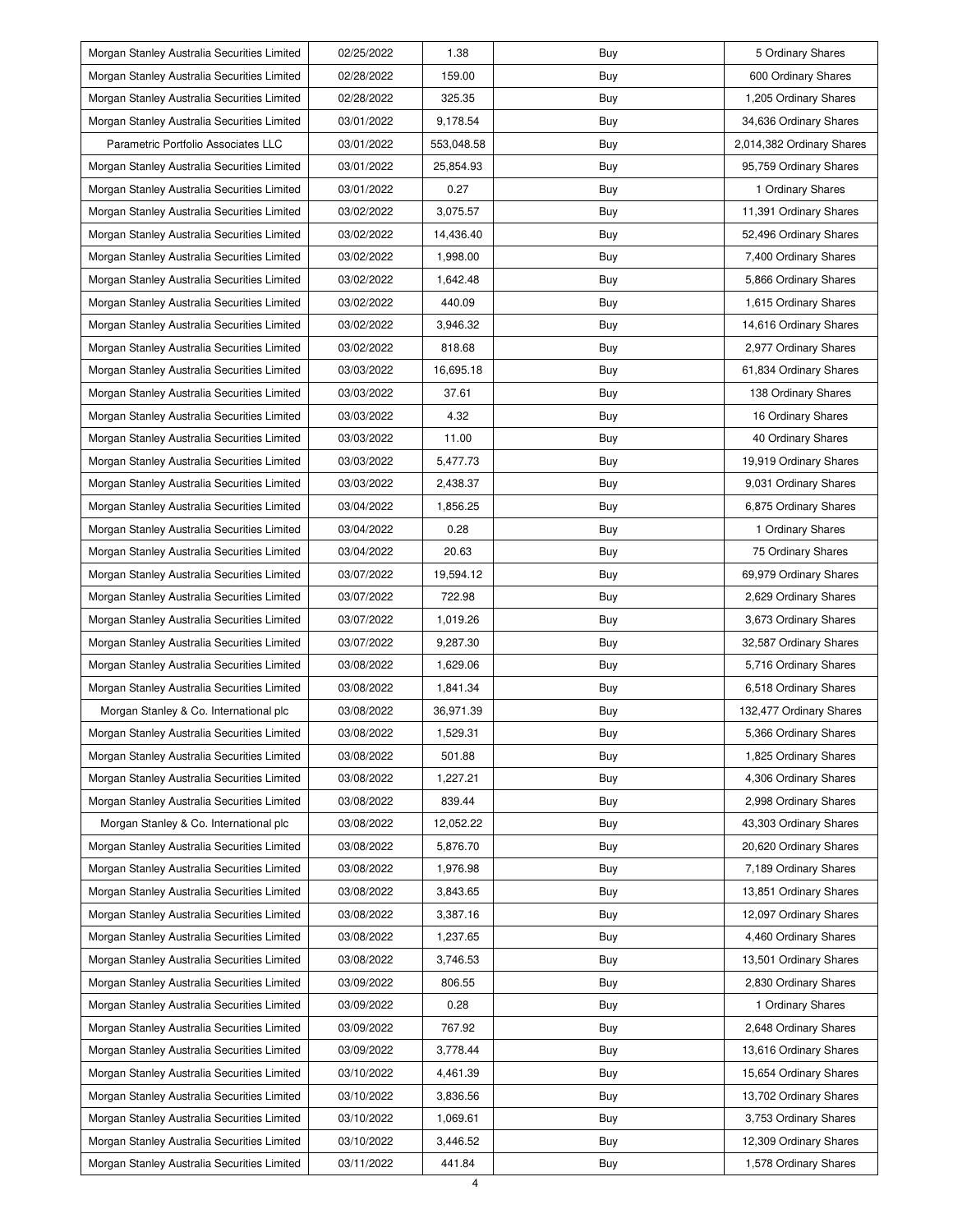| Morgan Stanley Australia Securities Limited | 02/25/2022 | 1.38 | Buy | 5 Ordinary Shares |
|---|---|---|---|---|
| Morgan Stanley Australia Securities Limited | 02/28/2022 | 159.00 | Buy | 600 Ordinary Shares |
| Morgan Stanley Australia Securities Limited | 02/28/2022 | 325.35 | Buy | 1,205 Ordinary Shares |
| Morgan Stanley Australia Securities Limited | 03/01/2022 | 9,178.54 | Buy | 34,636 Ordinary Shares |
| Parametric Portfolio Associates LLC | 03/01/2022 | 553,048.58 | Buy | 2,014,382 Ordinary Shares |
| Morgan Stanley Australia Securities Limited | 03/01/2022 | 25,854.93 | Buy | 95,759 Ordinary Shares |
| Morgan Stanley Australia Securities Limited | 03/01/2022 | 0.27 | Buy | 1 Ordinary Shares |
| Morgan Stanley Australia Securities Limited | 03/02/2022 | 3,075.57 | Buy | 11,391 Ordinary Shares |
| Morgan Stanley Australia Securities Limited | 03/02/2022 | 14,436.40 | Buy | 52,496 Ordinary Shares |
| Morgan Stanley Australia Securities Limited | 03/02/2022 | 1,998.00 | Buy | 7,400 Ordinary Shares |
| Morgan Stanley Australia Securities Limited | 03/02/2022 | 1,642.48 | Buy | 5,866 Ordinary Shares |
| Morgan Stanley Australia Securities Limited | 03/02/2022 | 440.09 | Buy | 1,615 Ordinary Shares |
| Morgan Stanley Australia Securities Limited | 03/02/2022 | 3,946.32 | Buy | 14,616 Ordinary Shares |
| Morgan Stanley Australia Securities Limited | 03/02/2022 | 818.68 | Buy | 2,977 Ordinary Shares |
| Morgan Stanley Australia Securities Limited | 03/03/2022 | 16,695.18 | Buy | 61,834 Ordinary Shares |
| Morgan Stanley Australia Securities Limited | 03/03/2022 | 37.61 | Buy | 138 Ordinary Shares |
| Morgan Stanley Australia Securities Limited | 03/03/2022 | 4.32 | Buy | 16 Ordinary Shares |
| Morgan Stanley Australia Securities Limited | 03/03/2022 | 11.00 | Buy | 40 Ordinary Shares |
| Morgan Stanley Australia Securities Limited | 03/03/2022 | 5,477.73 | Buy | 19,919 Ordinary Shares |
| Morgan Stanley Australia Securities Limited | 03/03/2022 | 2,438.37 | Buy | 9,031 Ordinary Shares |
| Morgan Stanley Australia Securities Limited | 03/04/2022 | 1,856.25 | Buy | 6,875 Ordinary Shares |
| Morgan Stanley Australia Securities Limited | 03/04/2022 | 0.28 | Buy | 1 Ordinary Shares |
| Morgan Stanley Australia Securities Limited | 03/04/2022 | 20.63 | Buy | 75 Ordinary Shares |
| Morgan Stanley Australia Securities Limited | 03/07/2022 | 19,594.12 | Buy | 69,979 Ordinary Shares |
| Morgan Stanley Australia Securities Limited | 03/07/2022 | 722.98 | Buy | 2,629 Ordinary Shares |
| Morgan Stanley Australia Securities Limited | 03/07/2022 | 1,019.26 | Buy | 3,673 Ordinary Shares |
| Morgan Stanley Australia Securities Limited | 03/07/2022 | 9,287.30 | Buy | 32,587 Ordinary Shares |
| Morgan Stanley Australia Securities Limited | 03/08/2022 | 1,629.06 | Buy | 5,716 Ordinary Shares |
| Morgan Stanley Australia Securities Limited | 03/08/2022 | 1,841.34 | Buy | 6,518 Ordinary Shares |
| Morgan Stanley & Co. International plc | 03/08/2022 | 36,971.39 | Buy | 132,477 Ordinary Shares |
| Morgan Stanley Australia Securities Limited | 03/08/2022 | 1,529.31 | Buy | 5,366 Ordinary Shares |
| Morgan Stanley Australia Securities Limited | 03/08/2022 | 501.88 | Buy | 1,825 Ordinary Shares |
| Morgan Stanley Australia Securities Limited | 03/08/2022 | 1,227.21 | Buy | 4,306 Ordinary Shares |
| Morgan Stanley Australia Securities Limited | 03/08/2022 | 839.44 | Buy | 2,998 Ordinary Shares |
| Morgan Stanley & Co. International plc | 03/08/2022 | 12,052.22 | Buy | 43,303 Ordinary Shares |
| Morgan Stanley Australia Securities Limited | 03/08/2022 | 5,876.70 | Buy | 20,620 Ordinary Shares |
| Morgan Stanley Australia Securities Limited | 03/08/2022 | 1,976.98 | Buy | 7,189 Ordinary Shares |
| Morgan Stanley Australia Securities Limited | 03/08/2022 | 3,843.65 | Buy | 13,851 Ordinary Shares |
| Morgan Stanley Australia Securities Limited | 03/08/2022 | 3,387.16 | Buy | 12,097 Ordinary Shares |
| Morgan Stanley Australia Securities Limited | 03/08/2022 | 1,237.65 | Buy | 4,460 Ordinary Shares |
| Morgan Stanley Australia Securities Limited | 03/08/2022 | 3,746.53 | Buy | 13,501 Ordinary Shares |
| Morgan Stanley Australia Securities Limited | 03/09/2022 | 806.55 | Buy | 2,830 Ordinary Shares |
| Morgan Stanley Australia Securities Limited | 03/09/2022 | 0.28 | Buy | 1 Ordinary Shares |
| Morgan Stanley Australia Securities Limited | 03/09/2022 | 767.92 | Buy | 2,648 Ordinary Shares |
| Morgan Stanley Australia Securities Limited | 03/09/2022 | 3,778.44 | Buy | 13,616 Ordinary Shares |
| Morgan Stanley Australia Securities Limited | 03/10/2022 | 4,461.39 | Buy | 15,654 Ordinary Shares |
| Morgan Stanley Australia Securities Limited | 03/10/2022 | 3,836.56 | Buy | 13,702 Ordinary Shares |
| Morgan Stanley Australia Securities Limited | 03/10/2022 | 1,069.61 | Buy | 3,753 Ordinary Shares |
| Morgan Stanley Australia Securities Limited | 03/10/2022 | 3,446.52 | Buy | 12,309 Ordinary Shares |
| Morgan Stanley Australia Securities Limited | 03/11/2022 | 441.84 | Buy | 1,578 Ordinary Shares |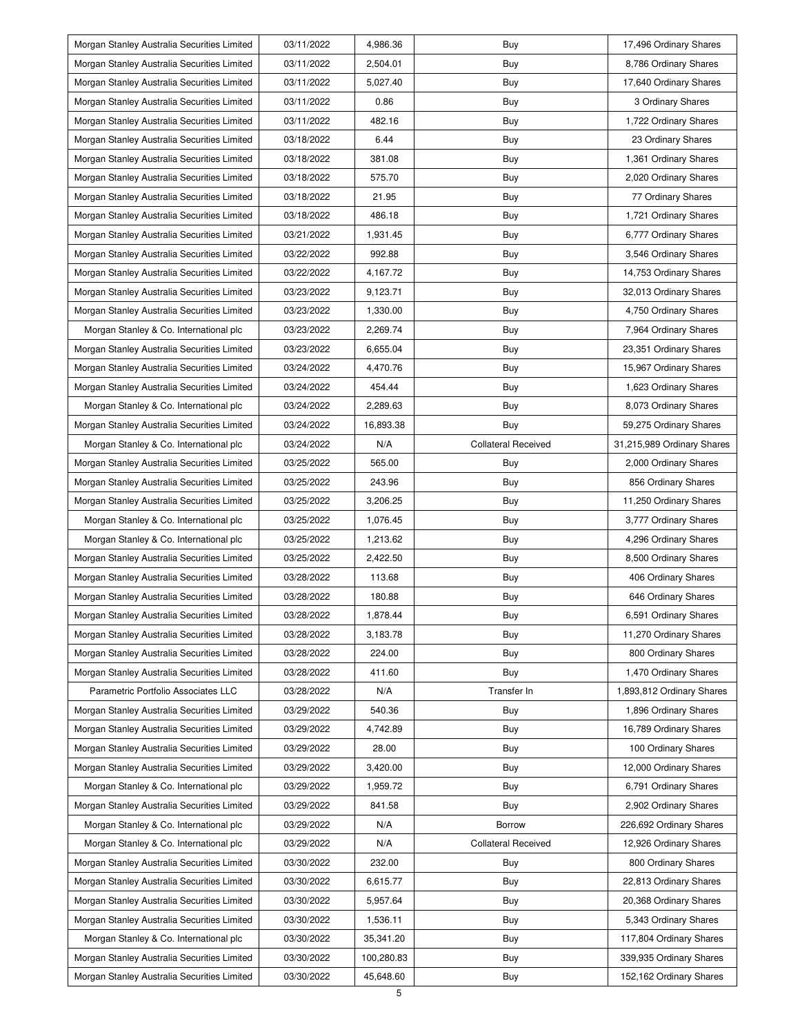| | | | | |
|---|---|---|---|---|
| Morgan Stanley Australia Securities Limited | 03/11/2022 | 4,986.36 | Buy | 17,496 Ordinary Shares |
| Morgan Stanley Australia Securities Limited | 03/11/2022 | 2,504.01 | Buy | 8,786 Ordinary Shares |
| Morgan Stanley Australia Securities Limited | 03/11/2022 | 5,027.40 | Buy | 17,640 Ordinary Shares |
| Morgan Stanley Australia Securities Limited | 03/11/2022 | 0.86 | Buy | 3 Ordinary Shares |
| Morgan Stanley Australia Securities Limited | 03/11/2022 | 482.16 | Buy | 1,722 Ordinary Shares |
| Morgan Stanley Australia Securities Limited | 03/18/2022 | 6.44 | Buy | 23 Ordinary Shares |
| Morgan Stanley Australia Securities Limited | 03/18/2022 | 381.08 | Buy | 1,361 Ordinary Shares |
| Morgan Stanley Australia Securities Limited | 03/18/2022 | 575.70 | Buy | 2,020 Ordinary Shares |
| Morgan Stanley Australia Securities Limited | 03/18/2022 | 21.95 | Buy | 77 Ordinary Shares |
| Morgan Stanley Australia Securities Limited | 03/18/2022 | 486.18 | Buy | 1,721 Ordinary Shares |
| Morgan Stanley Australia Securities Limited | 03/21/2022 | 1,931.45 | Buy | 6,777 Ordinary Shares |
| Morgan Stanley Australia Securities Limited | 03/22/2022 | 992.88 | Buy | 3,546 Ordinary Shares |
| Morgan Stanley Australia Securities Limited | 03/22/2022 | 4,167.72 | Buy | 14,753 Ordinary Shares |
| Morgan Stanley Australia Securities Limited | 03/23/2022 | 9,123.71 | Buy | 32,013 Ordinary Shares |
| Morgan Stanley Australia Securities Limited | 03/23/2022 | 1,330.00 | Buy | 4,750 Ordinary Shares |
| Morgan Stanley & Co. International plc | 03/23/2022 | 2,269.74 | Buy | 7,964 Ordinary Shares |
| Morgan Stanley Australia Securities Limited | 03/23/2022 | 6,655.04 | Buy | 23,351 Ordinary Shares |
| Morgan Stanley Australia Securities Limited | 03/24/2022 | 4,470.76 | Buy | 15,967 Ordinary Shares |
| Morgan Stanley Australia Securities Limited | 03/24/2022 | 454.44 | Buy | 1,623 Ordinary Shares |
| Morgan Stanley & Co. International plc | 03/24/2022 | 2,289.63 | Buy | 8,073 Ordinary Shares |
| Morgan Stanley Australia Securities Limited | 03/24/2022 | 16,893.38 | Buy | 59,275 Ordinary Shares |
| Morgan Stanley & Co. International plc | 03/24/2022 | N/A | Collateral Received | 31,215,989 Ordinary Shares |
| Morgan Stanley Australia Securities Limited | 03/25/2022 | 565.00 | Buy | 2,000 Ordinary Shares |
| Morgan Stanley Australia Securities Limited | 03/25/2022 | 243.96 | Buy | 856 Ordinary Shares |
| Morgan Stanley Australia Securities Limited | 03/25/2022 | 3,206.25 | Buy | 11,250 Ordinary Shares |
| Morgan Stanley & Co. International plc | 03/25/2022 | 1,076.45 | Buy | 3,777 Ordinary Shares |
| Morgan Stanley & Co. International plc | 03/25/2022 | 1,213.62 | Buy | 4,296 Ordinary Shares |
| Morgan Stanley Australia Securities Limited | 03/25/2022 | 2,422.50 | Buy | 8,500 Ordinary Shares |
| Morgan Stanley Australia Securities Limited | 03/28/2022 | 113.68 | Buy | 406 Ordinary Shares |
| Morgan Stanley Australia Securities Limited | 03/28/2022 | 180.88 | Buy | 646 Ordinary Shares |
| Morgan Stanley Australia Securities Limited | 03/28/2022 | 1,878.44 | Buy | 6,591 Ordinary Shares |
| Morgan Stanley Australia Securities Limited | 03/28/2022 | 3,183.78 | Buy | 11,270 Ordinary Shares |
| Morgan Stanley Australia Securities Limited | 03/28/2022 | 224.00 | Buy | 800 Ordinary Shares |
| Morgan Stanley Australia Securities Limited | 03/28/2022 | 411.60 | Buy | 1,470 Ordinary Shares |
| Parametric Portfolio Associates LLC | 03/28/2022 | N/A | Transfer In | 1,893,812 Ordinary Shares |
| Morgan Stanley Australia Securities Limited | 03/29/2022 | 540.36 | Buy | 1,896 Ordinary Shares |
| Morgan Stanley Australia Securities Limited | 03/29/2022 | 4,742.89 | Buy | 16,789 Ordinary Shares |
| Morgan Stanley Australia Securities Limited | 03/29/2022 | 28.00 | Buy | 100 Ordinary Shares |
| Morgan Stanley Australia Securities Limited | 03/29/2022 | 3,420.00 | Buy | 12,000 Ordinary Shares |
| Morgan Stanley & Co. International plc | 03/29/2022 | 1,959.72 | Buy | 6,791 Ordinary Shares |
| Morgan Stanley Australia Securities Limited | 03/29/2022 | 841.58 | Buy | 2,902 Ordinary Shares |
| Morgan Stanley & Co. International plc | 03/29/2022 | N/A | Borrow | 226,692 Ordinary Shares |
| Morgan Stanley & Co. International plc | 03/29/2022 | N/A | Collateral Received | 12,926 Ordinary Shares |
| Morgan Stanley Australia Securities Limited | 03/30/2022 | 232.00 | Buy | 800 Ordinary Shares |
| Morgan Stanley Australia Securities Limited | 03/30/2022 | 6,615.77 | Buy | 22,813 Ordinary Shares |
| Morgan Stanley Australia Securities Limited | 03/30/2022 | 5,957.64 | Buy | 20,368 Ordinary Shares |
| Morgan Stanley Australia Securities Limited | 03/30/2022 | 1,536.11 | Buy | 5,343 Ordinary Shares |
| Morgan Stanley & Co. International plc | 03/30/2022 | 35,341.20 | Buy | 117,804 Ordinary Shares |
| Morgan Stanley Australia Securities Limited | 03/30/2022 | 100,280.83 | Buy | 339,935 Ordinary Shares |
| Morgan Stanley Australia Securities Limited | 03/30/2022 | 45,648.60 | Buy | 152,162 Ordinary Shares |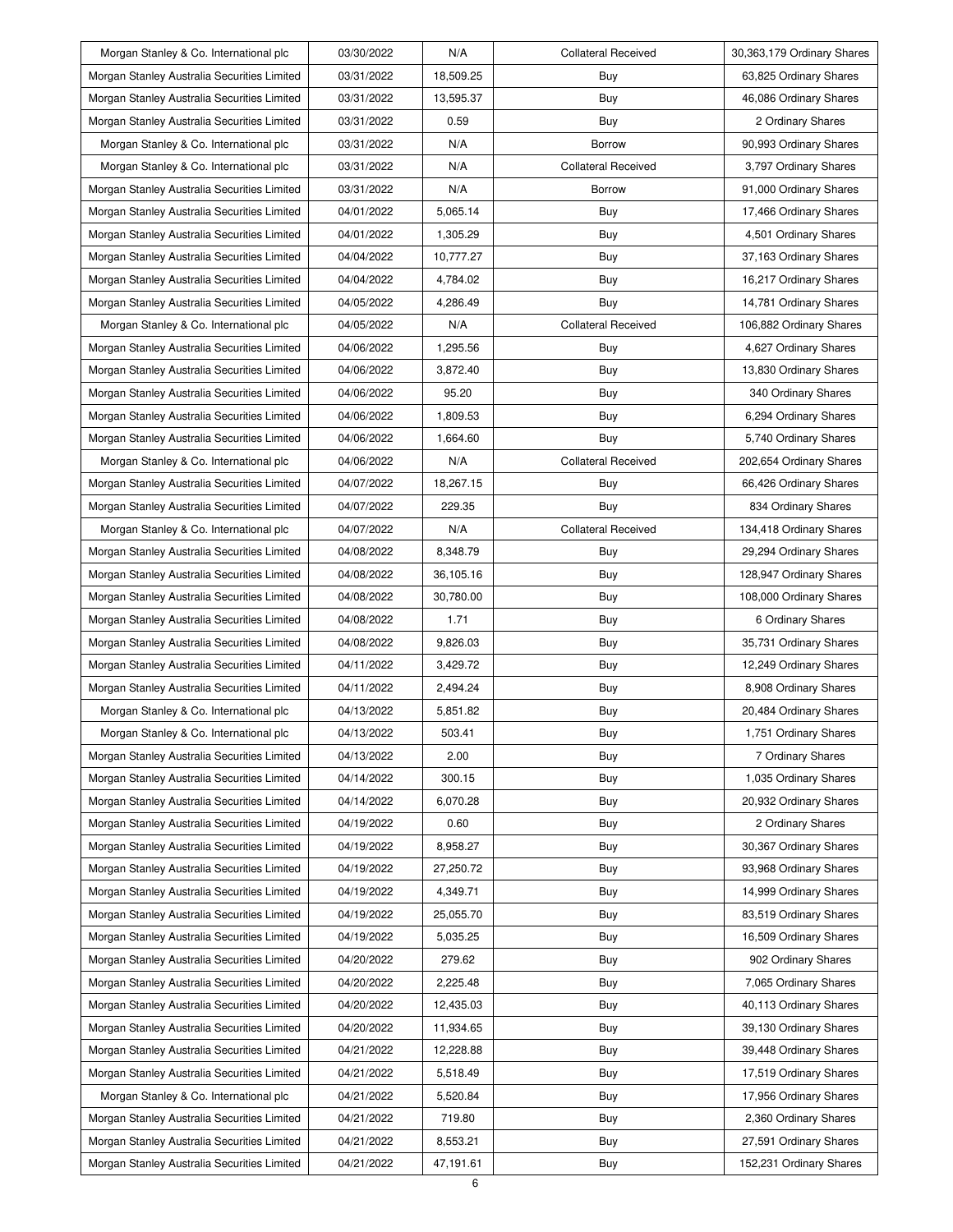| | | | | |
|---|---|---|---|---|
| Morgan Stanley & Co. International plc | 03/30/2022 | N/A | Collateral Received | 30,363,179 Ordinary Shares |
| Morgan Stanley Australia Securities Limited | 03/31/2022 | 18,509.25 | Buy | 63,825 Ordinary Shares |
| Morgan Stanley Australia Securities Limited | 03/31/2022 | 13,595.37 | Buy | 46,086 Ordinary Shares |
| Morgan Stanley Australia Securities Limited | 03/31/2022 | 0.59 | Buy | 2 Ordinary Shares |
| Morgan Stanley & Co. International plc | 03/31/2022 | N/A | Borrow | 90,993 Ordinary Shares |
| Morgan Stanley & Co. International plc | 03/31/2022 | N/A | Collateral Received | 3,797 Ordinary Shares |
| Morgan Stanley Australia Securities Limited | 03/31/2022 | N/A | Borrow | 91,000 Ordinary Shares |
| Morgan Stanley Australia Securities Limited | 04/01/2022 | 5,065.14 | Buy | 17,466 Ordinary Shares |
| Morgan Stanley Australia Securities Limited | 04/01/2022 | 1,305.29 | Buy | 4,501 Ordinary Shares |
| Morgan Stanley Australia Securities Limited | 04/04/2022 | 10,777.27 | Buy | 37,163 Ordinary Shares |
| Morgan Stanley Australia Securities Limited | 04/04/2022 | 4,784.02 | Buy | 16,217 Ordinary Shares |
| Morgan Stanley Australia Securities Limited | 04/05/2022 | 4,286.49 | Buy | 14,781 Ordinary Shares |
| Morgan Stanley & Co. International plc | 04/05/2022 | N/A | Collateral Received | 106,882 Ordinary Shares |
| Morgan Stanley Australia Securities Limited | 04/06/2022 | 1,295.56 | Buy | 4,627 Ordinary Shares |
| Morgan Stanley Australia Securities Limited | 04/06/2022 | 3,872.40 | Buy | 13,830 Ordinary Shares |
| Morgan Stanley Australia Securities Limited | 04/06/2022 | 95.20 | Buy | 340 Ordinary Shares |
| Morgan Stanley Australia Securities Limited | 04/06/2022 | 1,809.53 | Buy | 6,294 Ordinary Shares |
| Morgan Stanley Australia Securities Limited | 04/06/2022 | 1,664.60 | Buy | 5,740 Ordinary Shares |
| Morgan Stanley & Co. International plc | 04/06/2022 | N/A | Collateral Received | 202,654 Ordinary Shares |
| Morgan Stanley Australia Securities Limited | 04/07/2022 | 18,267.15 | Buy | 66,426 Ordinary Shares |
| Morgan Stanley Australia Securities Limited | 04/07/2022 | 229.35 | Buy | 834 Ordinary Shares |
| Morgan Stanley & Co. International plc | 04/07/2022 | N/A | Collateral Received | 134,418 Ordinary Shares |
| Morgan Stanley Australia Securities Limited | 04/08/2022 | 8,348.79 | Buy | 29,294 Ordinary Shares |
| Morgan Stanley Australia Securities Limited | 04/08/2022 | 36,105.16 | Buy | 128,947 Ordinary Shares |
| Morgan Stanley Australia Securities Limited | 04/08/2022 | 30,780.00 | Buy | 108,000 Ordinary Shares |
| Morgan Stanley Australia Securities Limited | 04/08/2022 | 1.71 | Buy | 6 Ordinary Shares |
| Morgan Stanley Australia Securities Limited | 04/08/2022 | 9,826.03 | Buy | 35,731 Ordinary Shares |
| Morgan Stanley Australia Securities Limited | 04/11/2022 | 3,429.72 | Buy | 12,249 Ordinary Shares |
| Morgan Stanley Australia Securities Limited | 04/11/2022 | 2,494.24 | Buy | 8,908 Ordinary Shares |
| Morgan Stanley & Co. International plc | 04/13/2022 | 5,851.82 | Buy | 20,484 Ordinary Shares |
| Morgan Stanley & Co. International plc | 04/13/2022 | 503.41 | Buy | 1,751 Ordinary Shares |
| Morgan Stanley Australia Securities Limited | 04/13/2022 | 2.00 | Buy | 7 Ordinary Shares |
| Morgan Stanley Australia Securities Limited | 04/14/2022 | 300.15 | Buy | 1,035 Ordinary Shares |
| Morgan Stanley Australia Securities Limited | 04/14/2022 | 6,070.28 | Buy | 20,932 Ordinary Shares |
| Morgan Stanley Australia Securities Limited | 04/19/2022 | 0.60 | Buy | 2 Ordinary Shares |
| Morgan Stanley Australia Securities Limited | 04/19/2022 | 8,958.27 | Buy | 30,367 Ordinary Shares |
| Morgan Stanley Australia Securities Limited | 04/19/2022 | 27,250.72 | Buy | 93,968 Ordinary Shares |
| Morgan Stanley Australia Securities Limited | 04/19/2022 | 4,349.71 | Buy | 14,999 Ordinary Shares |
| Morgan Stanley Australia Securities Limited | 04/19/2022 | 25,055.70 | Buy | 83,519 Ordinary Shares |
| Morgan Stanley Australia Securities Limited | 04/19/2022 | 5,035.25 | Buy | 16,509 Ordinary Shares |
| Morgan Stanley Australia Securities Limited | 04/20/2022 | 279.62 | Buy | 902 Ordinary Shares |
| Morgan Stanley Australia Securities Limited | 04/20/2022 | 2,225.48 | Buy | 7,065 Ordinary Shares |
| Morgan Stanley Australia Securities Limited | 04/20/2022 | 12,435.03 | Buy | 40,113 Ordinary Shares |
| Morgan Stanley Australia Securities Limited | 04/20/2022 | 11,934.65 | Buy | 39,130 Ordinary Shares |
| Morgan Stanley Australia Securities Limited | 04/21/2022 | 12,228.88 | Buy | 39,448 Ordinary Shares |
| Morgan Stanley Australia Securities Limited | 04/21/2022 | 5,518.49 | Buy | 17,519 Ordinary Shares |
| Morgan Stanley & Co. International plc | 04/21/2022 | 5,520.84 | Buy | 17,956 Ordinary Shares |
| Morgan Stanley Australia Securities Limited | 04/21/2022 | 719.80 | Buy | 2,360 Ordinary Shares |
| Morgan Stanley Australia Securities Limited | 04/21/2022 | 8,553.21 | Buy | 27,591 Ordinary Shares |
| Morgan Stanley Australia Securities Limited | 04/21/2022 | 47,191.61 | Buy | 152,231 Ordinary Shares |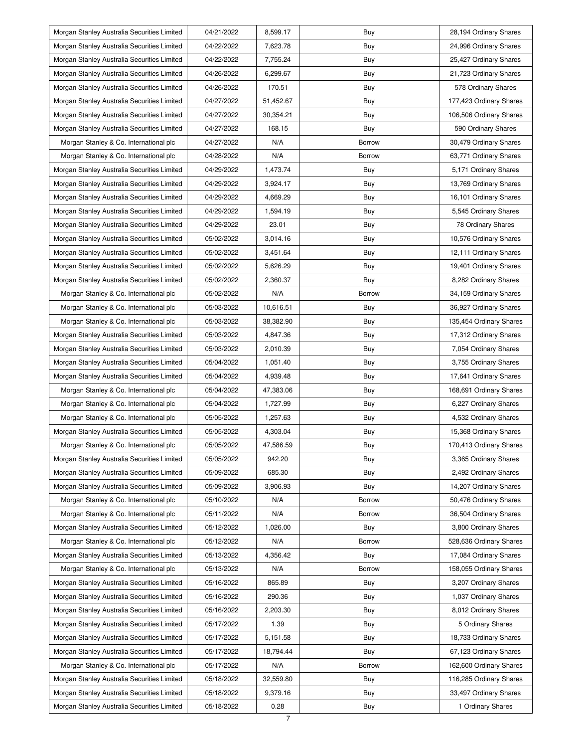| | | | | |
|---|---|---|---|---|
| Morgan Stanley Australia Securities Limited | 04/21/2022 | 8,599.17 | Buy | 28,194 Ordinary Shares |
| Morgan Stanley Australia Securities Limited | 04/22/2022 | 7,623.78 | Buy | 24,996 Ordinary Shares |
| Morgan Stanley Australia Securities Limited | 04/22/2022 | 7,755.24 | Buy | 25,427 Ordinary Shares |
| Morgan Stanley Australia Securities Limited | 04/26/2022 | 6,299.67 | Buy | 21,723 Ordinary Shares |
| Morgan Stanley Australia Securities Limited | 04/26/2022 | 170.51 | Buy | 578 Ordinary Shares |
| Morgan Stanley Australia Securities Limited | 04/27/2022 | 51,452.67 | Buy | 177,423 Ordinary Shares |
| Morgan Stanley Australia Securities Limited | 04/27/2022 | 30,354.21 | Buy | 106,506 Ordinary Shares |
| Morgan Stanley Australia Securities Limited | 04/27/2022 | 168.15 | Buy | 590 Ordinary Shares |
| Morgan Stanley & Co. International plc | 04/27/2022 | N/A | Borrow | 30,479 Ordinary Shares |
| Morgan Stanley & Co. International plc | 04/28/2022 | N/A | Borrow | 63,771 Ordinary Shares |
| Morgan Stanley Australia Securities Limited | 04/29/2022 | 1,473.74 | Buy | 5,171 Ordinary Shares |
| Morgan Stanley Australia Securities Limited | 04/29/2022 | 3,924.17 | Buy | 13,769 Ordinary Shares |
| Morgan Stanley Australia Securities Limited | 04/29/2022 | 4,669.29 | Buy | 16,101 Ordinary Shares |
| Morgan Stanley Australia Securities Limited | 04/29/2022 | 1,594.19 | Buy | 5,545 Ordinary Shares |
| Morgan Stanley Australia Securities Limited | 04/29/2022 | 23.01 | Buy | 78 Ordinary Shares |
| Morgan Stanley Australia Securities Limited | 05/02/2022 | 3,014.16 | Buy | 10,576 Ordinary Shares |
| Morgan Stanley Australia Securities Limited | 05/02/2022 | 3,451.64 | Buy | 12,111 Ordinary Shares |
| Morgan Stanley Australia Securities Limited | 05/02/2022 | 5,626.29 | Buy | 19,401 Ordinary Shares |
| Morgan Stanley Australia Securities Limited | 05/02/2022 | 2,360.37 | Buy | 8,282 Ordinary Shares |
| Morgan Stanley & Co. International plc | 05/02/2022 | N/A | Borrow | 34,159 Ordinary Shares |
| Morgan Stanley & Co. International plc | 05/03/2022 | 10,616.51 | Buy | 36,927 Ordinary Shares |
| Morgan Stanley & Co. International plc | 05/03/2022 | 38,382.90 | Buy | 135,454 Ordinary Shares |
| Morgan Stanley Australia Securities Limited | 05/03/2022 | 4,847.36 | Buy | 17,312 Ordinary Shares |
| Morgan Stanley Australia Securities Limited | 05/03/2022 | 2,010.39 | Buy | 7,054 Ordinary Shares |
| Morgan Stanley Australia Securities Limited | 05/04/2022 | 1,051.40 | Buy | 3,755 Ordinary Shares |
| Morgan Stanley Australia Securities Limited | 05/04/2022 | 4,939.48 | Buy | 17,641 Ordinary Shares |
| Morgan Stanley & Co. International plc | 05/04/2022 | 47,383.06 | Buy | 168,691 Ordinary Shares |
| Morgan Stanley & Co. International plc | 05/04/2022 | 1,727.99 | Buy | 6,227 Ordinary Shares |
| Morgan Stanley & Co. International plc | 05/05/2022 | 1,257.63 | Buy | 4,532 Ordinary Shares |
| Morgan Stanley Australia Securities Limited | 05/05/2022 | 4,303.04 | Buy | 15,368 Ordinary Shares |
| Morgan Stanley & Co. International plc | 05/05/2022 | 47,586.59 | Buy | 170,413 Ordinary Shares |
| Morgan Stanley Australia Securities Limited | 05/05/2022 | 942.20 | Buy | 3,365 Ordinary Shares |
| Morgan Stanley Australia Securities Limited | 05/09/2022 | 685.30 | Buy | 2,492 Ordinary Shares |
| Morgan Stanley Australia Securities Limited | 05/09/2022 | 3,906.93 | Buy | 14,207 Ordinary Shares |
| Morgan Stanley & Co. International plc | 05/10/2022 | N/A | Borrow | 50,476 Ordinary Shares |
| Morgan Stanley & Co. International plc | 05/11/2022 | N/A | Borrow | 36,504 Ordinary Shares |
| Morgan Stanley Australia Securities Limited | 05/12/2022 | 1,026.00 | Buy | 3,800 Ordinary Shares |
| Morgan Stanley & Co. International plc | 05/12/2022 | N/A | Borrow | 528,636 Ordinary Shares |
| Morgan Stanley Australia Securities Limited | 05/13/2022 | 4,356.42 | Buy | 17,084 Ordinary Shares |
| Morgan Stanley & Co. International plc | 05/13/2022 | N/A | Borrow | 158,055 Ordinary Shares |
| Morgan Stanley Australia Securities Limited | 05/16/2022 | 865.89 | Buy | 3,207 Ordinary Shares |
| Morgan Stanley Australia Securities Limited | 05/16/2022 | 290.36 | Buy | 1,037 Ordinary Shares |
| Morgan Stanley Australia Securities Limited | 05/16/2022 | 2,203.30 | Buy | 8,012 Ordinary Shares |
| Morgan Stanley Australia Securities Limited | 05/17/2022 | 1.39 | Buy | 5 Ordinary Shares |
| Morgan Stanley Australia Securities Limited | 05/17/2022 | 5,151.58 | Buy | 18,733 Ordinary Shares |
| Morgan Stanley Australia Securities Limited | 05/17/2022 | 18,794.44 | Buy | 67,123 Ordinary Shares |
| Morgan Stanley & Co. International plc | 05/17/2022 | N/A | Borrow | 162,600 Ordinary Shares |
| Morgan Stanley Australia Securities Limited | 05/18/2022 | 32,559.80 | Buy | 116,285 Ordinary Shares |
| Morgan Stanley Australia Securities Limited | 05/18/2022 | 9,379.16 | Buy | 33,497 Ordinary Shares |
| Morgan Stanley Australia Securities Limited | 05/18/2022 | 0.28 | Buy | 1 Ordinary Shares |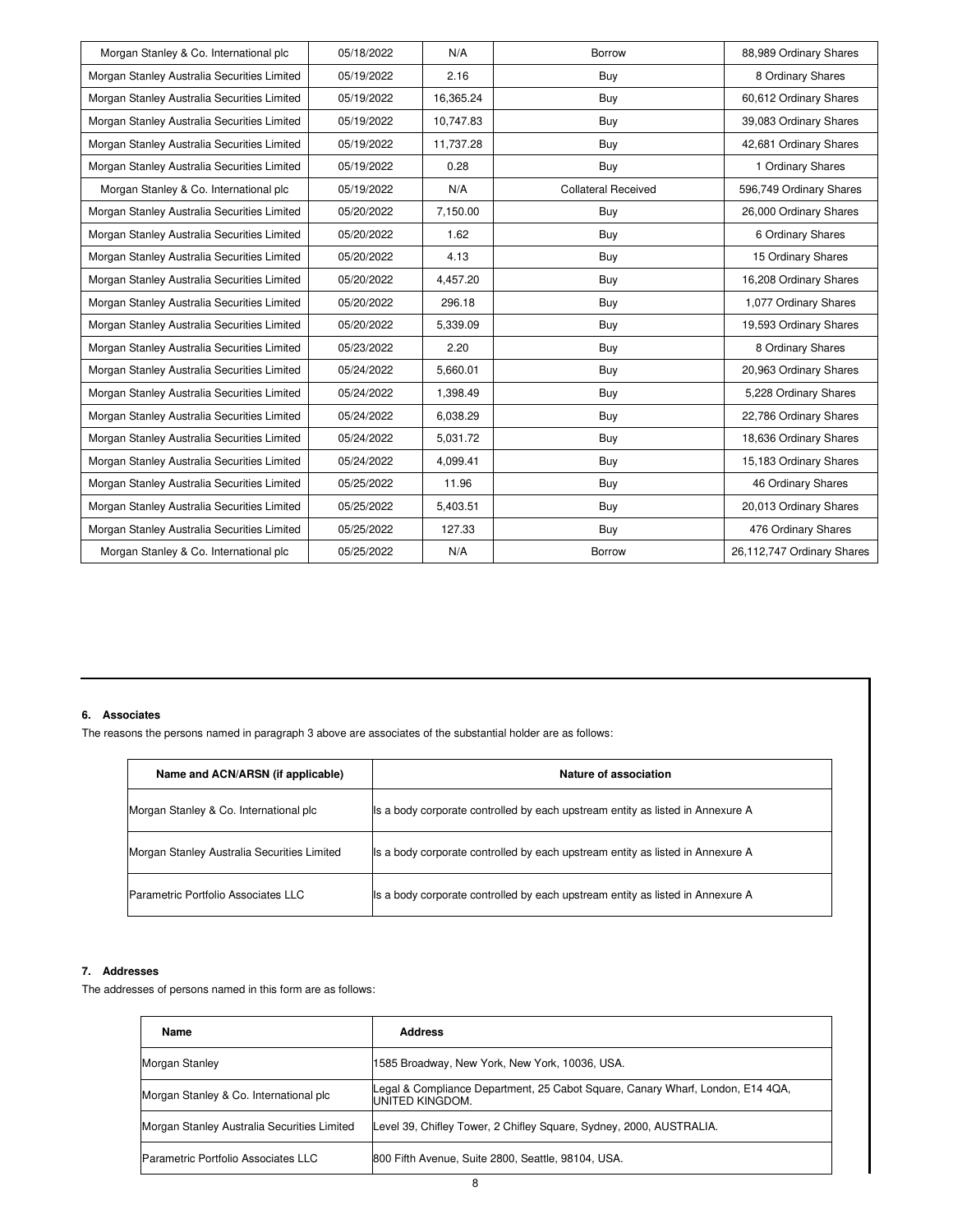| | | | | |
|---|---|---|---|---|
| Morgan Stanley & Co. International plc | 05/18/2022 | N/A | Borrow | 88,989 Ordinary Shares |
| Morgan Stanley Australia Securities Limited | 05/19/2022 | 2.16 | Buy | 8 Ordinary Shares |
| Morgan Stanley Australia Securities Limited | 05/19/2022 | 16,365.24 | Buy | 60,612 Ordinary Shares |
| Morgan Stanley Australia Securities Limited | 05/19/2022 | 10,747.83 | Buy | 39,083 Ordinary Shares |
| Morgan Stanley Australia Securities Limited | 05/19/2022 | 11,737.28 | Buy | 42,681 Ordinary Shares |
| Morgan Stanley Australia Securities Limited | 05/19/2022 | 0.28 | Buy | 1 Ordinary Shares |
| Morgan Stanley & Co. International plc | 05/19/2022 | N/A | Collateral Received | 596,749 Ordinary Shares |
| Morgan Stanley Australia Securities Limited | 05/20/2022 | 7,150.00 | Buy | 26,000 Ordinary Shares |
| Morgan Stanley Australia Securities Limited | 05/20/2022 | 1.62 | Buy | 6 Ordinary Shares |
| Morgan Stanley Australia Securities Limited | 05/20/2022 | 4.13 | Buy | 15 Ordinary Shares |
| Morgan Stanley Australia Securities Limited | 05/20/2022 | 4,457.20 | Buy | 16,208 Ordinary Shares |
| Morgan Stanley Australia Securities Limited | 05/20/2022 | 296.18 | Buy | 1,077 Ordinary Shares |
| Morgan Stanley Australia Securities Limited | 05/20/2022 | 5,339.09 | Buy | 19,593 Ordinary Shares |
| Morgan Stanley Australia Securities Limited | 05/23/2022 | 2.20 | Buy | 8 Ordinary Shares |
| Morgan Stanley Australia Securities Limited | 05/24/2022 | 5,660.01 | Buy | 20,963 Ordinary Shares |
| Morgan Stanley Australia Securities Limited | 05/24/2022 | 1,398.49 | Buy | 5,228 Ordinary Shares |
| Morgan Stanley Australia Securities Limited | 05/24/2022 | 6,038.29 | Buy | 22,786 Ordinary Shares |
| Morgan Stanley Australia Securities Limited | 05/24/2022 | 5,031.72 | Buy | 18,636 Ordinary Shares |
| Morgan Stanley Australia Securities Limited | 05/24/2022 | 4,099.41 | Buy | 15,183 Ordinary Shares |
| Morgan Stanley Australia Securities Limited | 05/25/2022 | 11.96 | Buy | 46 Ordinary Shares |
| Morgan Stanley Australia Securities Limited | 05/25/2022 | 5,403.51 | Buy | 20,013 Ordinary Shares |
| Morgan Stanley Australia Securities Limited | 05/25/2022 | 127.33 | Buy | 476 Ordinary Shares |
| Morgan Stanley & Co. International plc | 05/25/2022 | N/A | Borrow | 26,112,747 Ordinary Shares |

### 6. Associates

The reasons the persons named in paragraph 3 above are associates of the substantial holder are as follows:

| Name and ACN/ARSN (if applicable) | Nature of association |
|---|---|
| Morgan Stanley & Co. International plc | Is a body corporate controlled by each upstream entity as listed in Annexure A |
| Morgan Stanley Australia Securities Limited | Is a body corporate controlled by each upstream entity as listed in Annexure A |
| Parametric Portfolio Associates LLC | Is a body corporate controlled by each upstream entity as listed in Annexure A |

### 7. Addresses

The addresses of persons named in this form are as follows:

| Name | Address |
|---|---|
| Morgan Stanley | 1585 Broadway, New York, New York, 10036, USA. |
| Morgan Stanley & Co. International plc | Legal & Compliance Department, 25 Cabot Square, Canary Wharf, London, E14 4QA, UNITED KINGDOM. |
| Morgan Stanley Australia Securities Limited | Level 39, Chifley Tower, 2 Chifley Square, Sydney, 2000, AUSTRALIA. |
| Parametric Portfolio Associates LLC | 800 Fifth Avenue, Suite 2800, Seattle, 98104, USA. |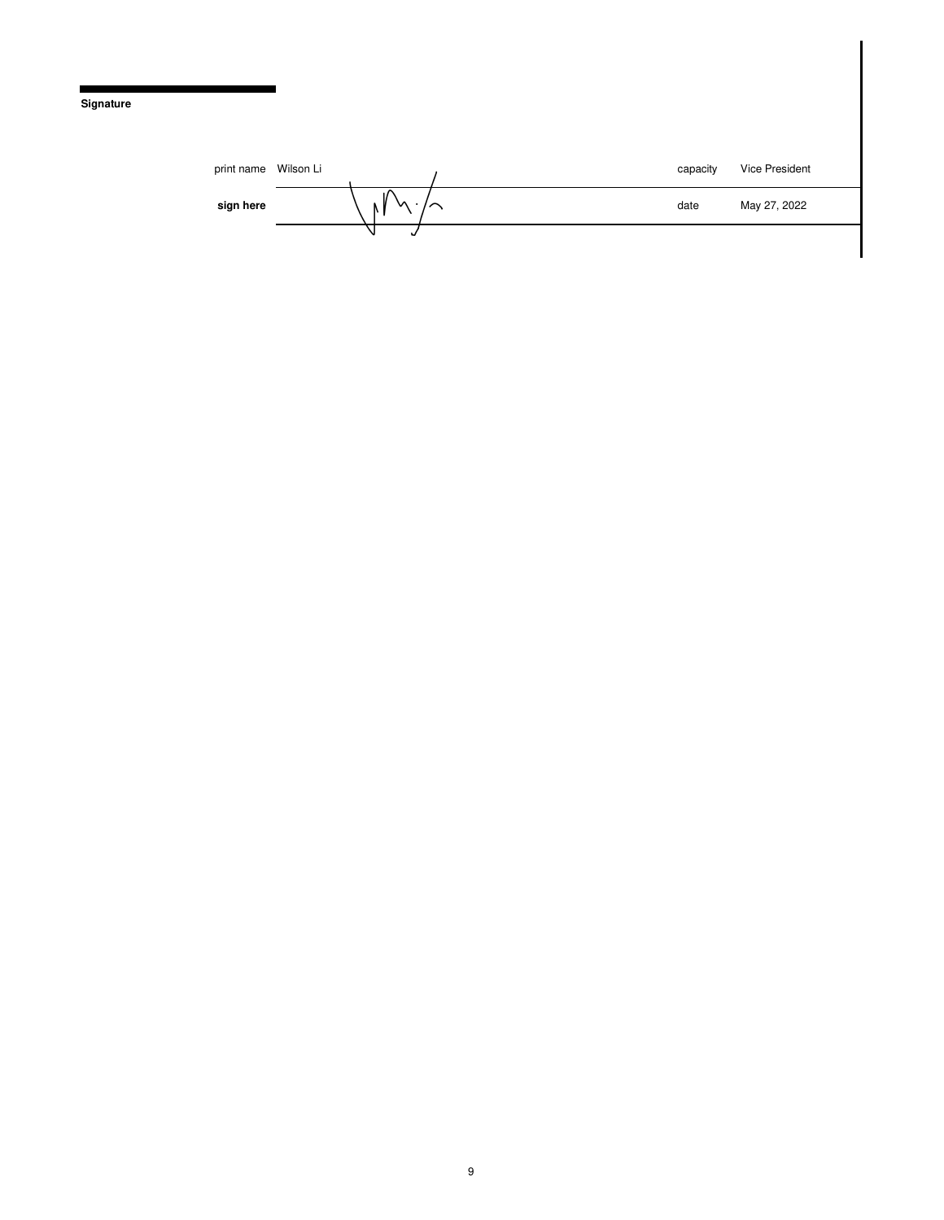**Signature**

| | | | |
|---|---|---|---|
| print name | Wilson Li | capacity | Vice President |
| **sign here** | | date | May 27, 2022 |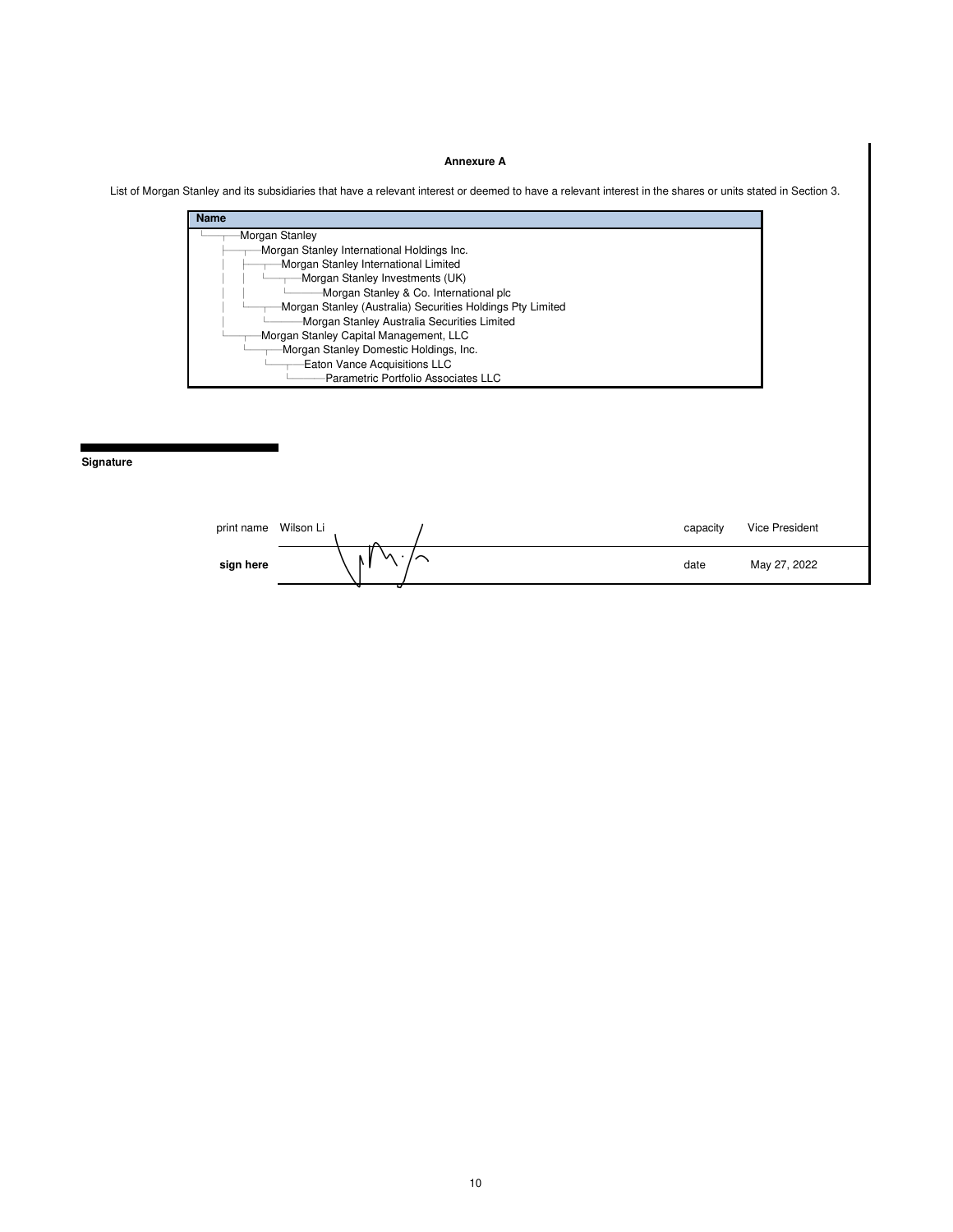**Annexure A**

List of Morgan Stanley and its subsidiaries that have a relevant interest or deemed to have a relevant interest in the shares or units stated in Section 3.

| Name |
| --- |
| Morgan Stanley |
| Morgan Stanley International Holdings Inc. |
| Morgan Stanley International Limited |
| Morgan Stanley Investments (UK) |
| Morgan Stanley & Co. International plc |
| Morgan Stanley (Australia) Securities Holdings Pty Limited |
| Morgan Stanley Australia Securities Limited |
| Morgan Stanley Capital Management, LLC |
| Morgan Stanley Domestic Holdings, Inc. |
| Eaton Vance Acquisitions LLC |
| Parametric Portfolio Associates LLC |

**Signature**

| | | | |
| --- | --- | --- | --- |
| print name | Wilson Li | capacity | Vice President |
| **sign here** | | date | May 27, 2022 |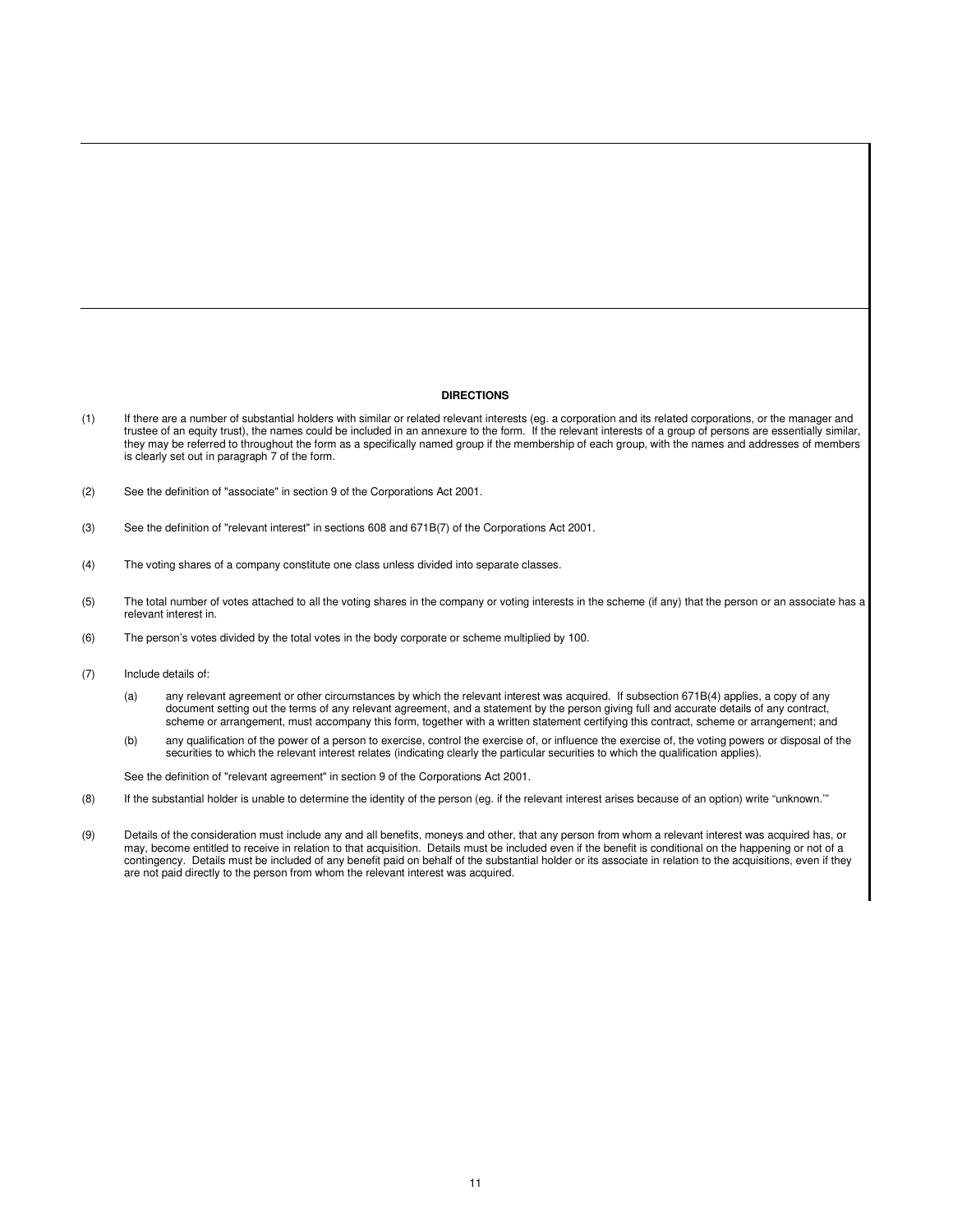## DIRECTIONS

(1) If there are a number of substantial holders with similar or related relevant interests (eg. a corporation and its related corporations, or the manager and trustee of an equity trust), the names could be included in an annexure to the form. If the relevant interests of a group of persons are essentially similar, they may be referred to throughout the form as a specifically named group if the membership of each group, with the names and addresses of members is clearly set out in paragraph 7 of the form.

(2) See the definition of "associate" in section 9 of the Corporations Act 2001.

(3) See the definition of "relevant interest" in sections 608 and 671B(7) of the Corporations Act 2001.

(4) The voting shares of a company constitute one class unless divided into separate classes.

(5) The total number of votes attached to all the voting shares in the company or voting interests in the scheme (if any) that the person or an associate has a relevant interest in.

(6) The person's votes divided by the total votes in the body corporate or scheme multiplied by 100.

(7) Include details of:

(a) any relevant agreement or other circumstances by which the relevant interest was acquired. If subsection 671B(4) applies, a copy of any document setting out the terms of any relevant agreement, and a statement by the person giving full and accurate details of any contract, scheme or arrangement, must accompany this form, together with a written statement certifying this contract, scheme or arrangement; and

(b) any qualification of the power of a person to exercise, control the exercise of, or influence the exercise of, the voting powers or disposal of the securities to which the relevant interest relates (indicating clearly the particular securities to which the qualification applies).

See the definition of "relevant agreement" in section 9 of the Corporations Act 2001.

(8) If the substantial holder is unable to determine the identity of the person (eg. if the relevant interest arises because of an option) write "unknown.'"

(9) Details of the consideration must include any and all benefits, moneys and other, that any person from whom a relevant interest was acquired has, or may, become entitled to receive in relation to that acquisition. Details must be included even if the benefit is conditional on the happening or not of a contingency. Details must be included of any benefit paid on behalf of the substantial holder or its associate in relation to the acquisitions, even if they are not paid directly to the person from whom the relevant interest was acquired.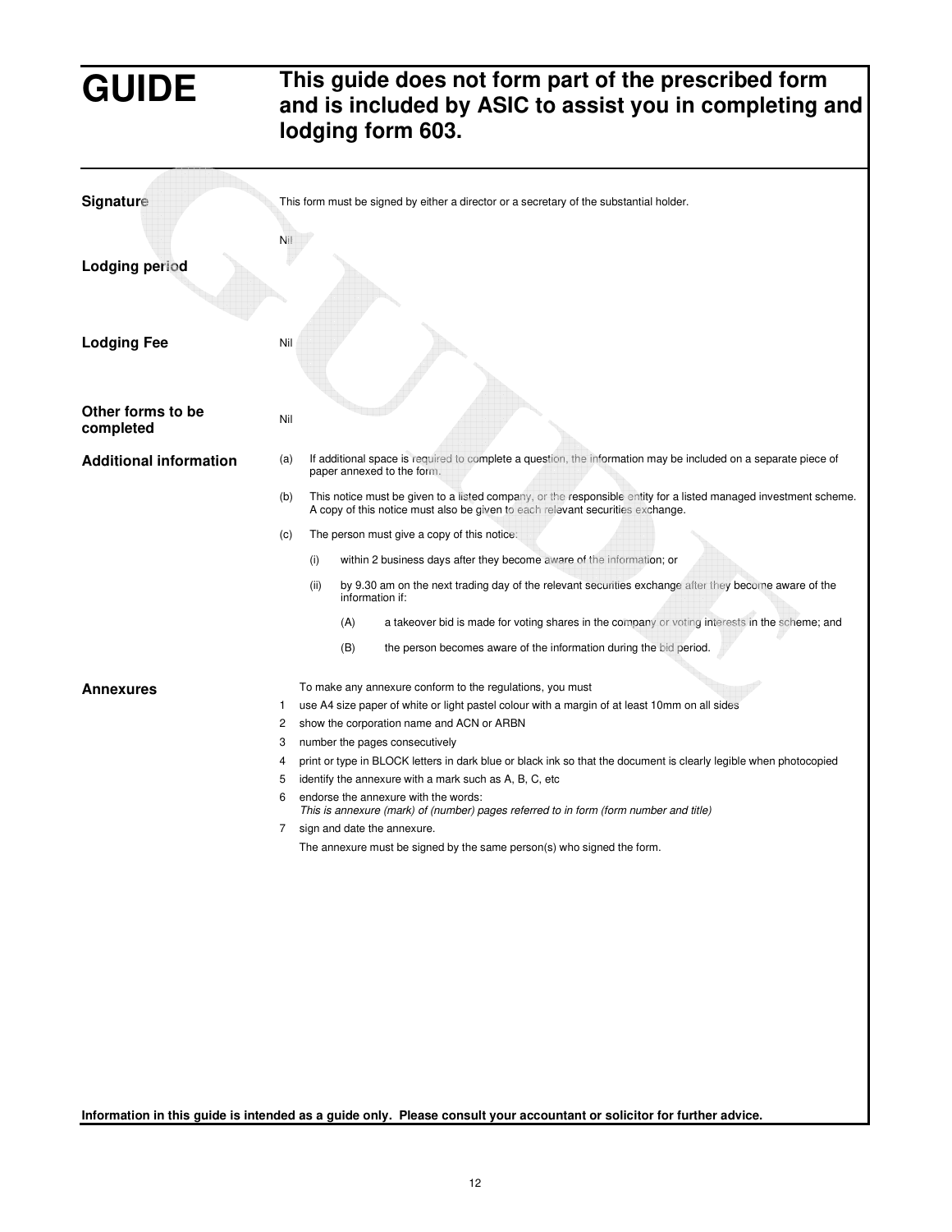# GUIDE

**This guide does not form part of the prescribed form and is included by ASIC to assist you in completing and lodging form 603.**

**Signature**

This form must be signed by either a director or a secretary of the substantial holder.

Nil

**Lodging period**

**Lodging Fee**

Nil

**Other forms to be completed**

Nil

**Additional information**

(a) If additional space is required to complete a question, the information may be included on a separate piece of paper annexed to the form.

(b) This notice must be given to a listed company, or the responsible entity for a listed managed investment scheme. A copy of this notice must also be given to each relevant securities exchange.

(c) The person must give a copy of this notice:

- (i) within 2 business days after they become aware of the information; or
- (ii) by 9.30 am on the next trading day of the relevant securities exchange after they become aware of the information if:
  - (A) a takeover bid is made for voting shares in the company or voting interests in the scheme; and
  - (B) the person becomes aware of the information during the bid period.

**Annexures**

To make any annexure conform to the regulations, you must

1. use A4 size paper of white or light pastel colour with a margin of at least 10mm on all sides
2. show the corporation name and ACN or ARBN
3. number the pages consecutively
4. print or type in BLOCK letters in dark blue or black ink so that the document is clearly legible when photocopied
5. identify the annexure with a mark such as A, B, C, etc
6. endorse the annexure with the words:
   *This is annexure (mark) of (number) pages referred to in form (form number and title)*
7. sign and date the annexure.

The annexure must be signed by the same person(s) who signed the form.

**Information in this guide is intended as a guide only. Please consult your accountant or solicitor for further advice.**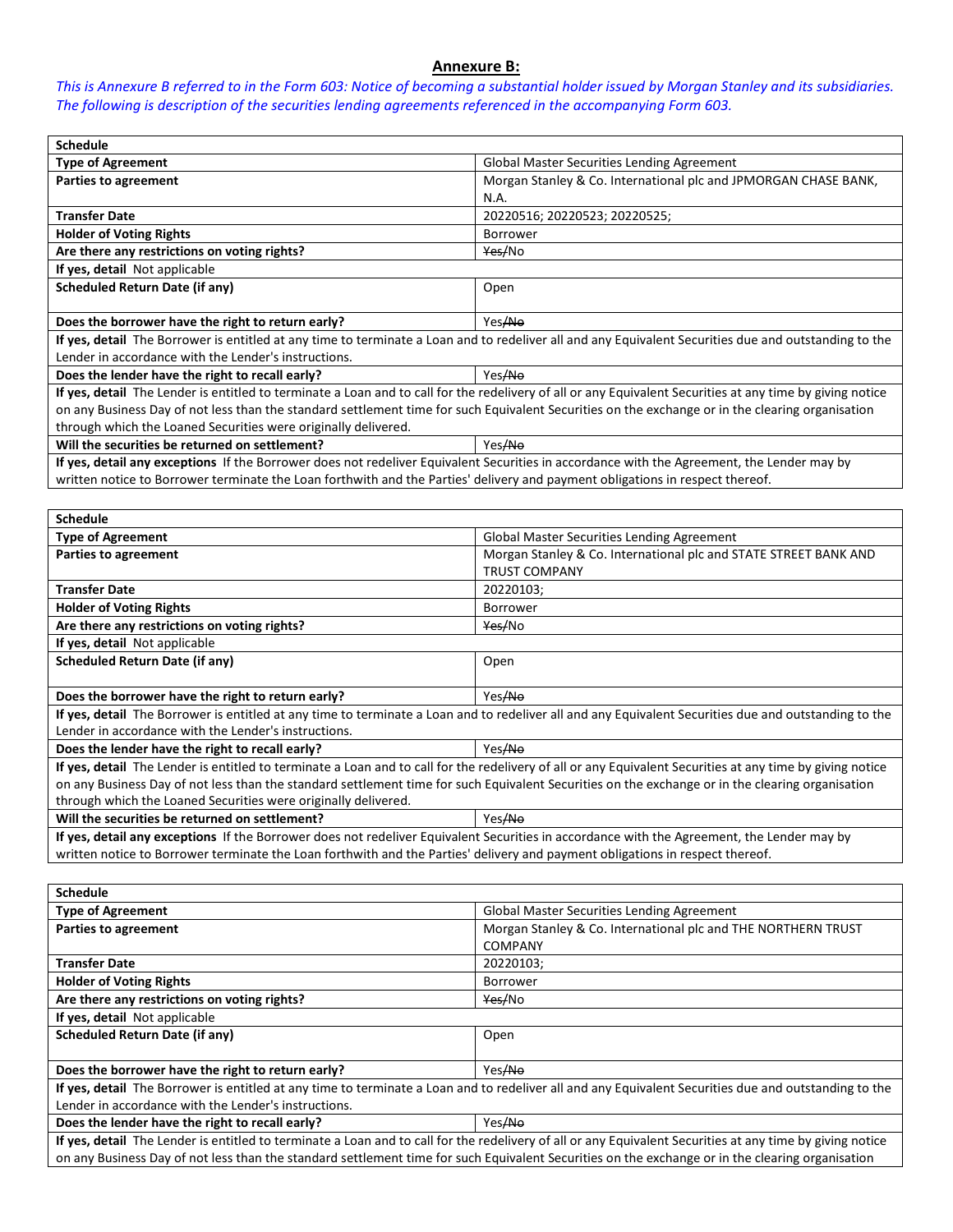## Annexure B:

*This is Annexure B referred to in the Form 603: Notice of becoming a substantial holder issued by Morgan Stanley and its subsidiaries. The following is description of the securities lending agreements referenced in the accompanying Form 603.*

| **Schedule** | |
|---|---|
| **Type of Agreement** | Global Master Securities Lending Agreement |
| **Parties to agreement** | Morgan Stanley & Co. International plc and JPMORGAN CHASE BANK, N.A. |
| **Transfer Date** | 20220516; 20220523; 20220525; |
| **Holder of Voting Rights** | Borrower |
| **Are there any restrictions on voting rights?** | ~~Yes~~/No |
| **If yes, detail** Not applicable | |
| **Scheduled Return Date (if any)** | Open |
| **Does the borrower have the right to return early?** | Yes/~~No~~ |
| **If yes, detail** The Borrower is entitled at any time to terminate a Loan and to redeliver all and any Equivalent Securities due and outstanding to the Lender in accordance with the Lender's instructions. | |
| **Does the lender have the right to recall early?** | Yes/~~No~~ |
| **If yes, detail** The Lender is entitled to terminate a Loan and to call for the redelivery of all or any Equivalent Securities at any time by giving notice on any Business Day of not less than the standard settlement time for such Equivalent Securities on the exchange or in the clearing organisation through which the Loaned Securities were originally delivered. | |
| **Will the securities be returned on settlement?** | Yes/~~No~~ |
| **If yes, detail any exceptions** If the Borrower does not redeliver Equivalent Securities in accordance with the Agreement, the Lender may by written notice to Borrower terminate the Loan forthwith and the Parties' delivery and payment obligations in respect thereof. | |

| **Schedule** | |
|---|---|
| **Type of Agreement** | Global Master Securities Lending Agreement |
| **Parties to agreement** | Morgan Stanley & Co. International plc and STATE STREET BANK AND TRUST COMPANY |
| **Transfer Date** | 20220103; |
| **Holder of Voting Rights** | Borrower |
| **Are there any restrictions on voting rights?** | ~~Yes~~/No |
| **If yes, detail** Not applicable | |
| **Scheduled Return Date (if any)** | Open |
| **Does the borrower have the right to return early?** | Yes/~~No~~ |
| **If yes, detail** The Borrower is entitled at any time to terminate a Loan and to redeliver all and any Equivalent Securities due and outstanding to the Lender in accordance with the Lender's instructions. | |
| **Does the lender have the right to recall early?** | Yes/~~No~~ |
| **If yes, detail** The Lender is entitled to terminate a Loan and to call for the redelivery of all or any Equivalent Securities at any time by giving notice on any Business Day of not less than the standard settlement time for such Equivalent Securities on the exchange or in the clearing organisation through which the Loaned Securities were originally delivered. | |
| **Will the securities be returned on settlement?** | Yes/~~No~~ |
| **If yes, detail any exceptions** If the Borrower does not redeliver Equivalent Securities in accordance with the Agreement, the Lender may by written notice to Borrower terminate the Loan forthwith and the Parties' delivery and payment obligations in respect thereof. | |

| **Schedule** | |
|---|---|
| **Type of Agreement** | Global Master Securities Lending Agreement |
| **Parties to agreement** | Morgan Stanley & Co. International plc and THE NORTHERN TRUST COMPANY |
| **Transfer Date** | 20220103; |
| **Holder of Voting Rights** | Borrower |
| **Are there any restrictions on voting rights?** | ~~Yes~~/No |
| **If yes, detail** Not applicable | |
| **Scheduled Return Date (if any)** | Open |
| **Does the borrower have the right to return early?** | Yes/~~No~~ |
| **If yes, detail** The Borrower is entitled at any time to terminate a Loan and to redeliver all and any Equivalent Securities due and outstanding to the Lender in accordance with the Lender's instructions. | |
| **Does the lender have the right to recall early?** | Yes/~~No~~ |
| **If yes, detail** The Lender is entitled to terminate a Loan and to call for the redelivery of all or any Equivalent Securities at any time by giving notice on any Business Day of not less than the standard settlement time for such Equivalent Securities on the exchange or in the clearing organisation | |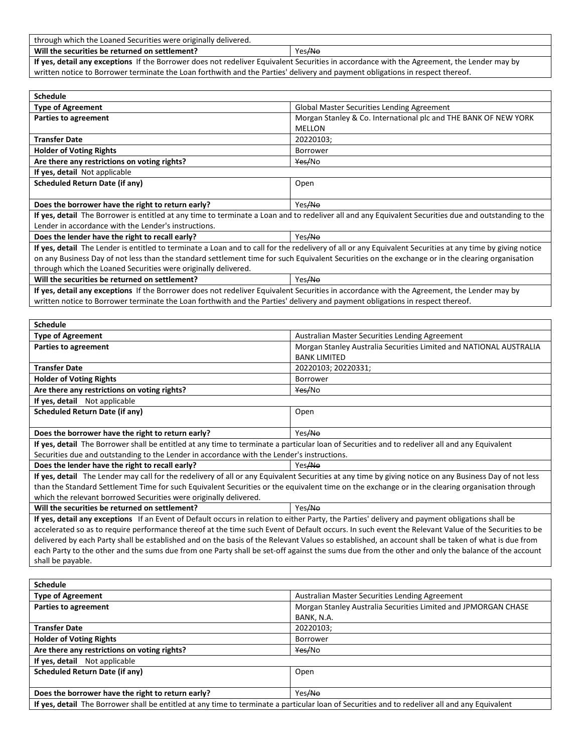| through which the Loaned Securities were originally delivered. | |
|---|---|
| **Will the securities be returned on settlement?** | Yes/~~No~~ |
| **If yes, detail any exceptions** If the Borrower does not redeliver Equivalent Securities in accordance with the Agreement, the Lender may by written notice to Borrower terminate the Loan forthwith and the Parties' delivery and payment obligations in respect thereof. | |

| **Schedule** | |
|---|---|
| **Type of Agreement** | Global Master Securities Lending Agreement |
| **Parties to agreement** | Morgan Stanley & Co. International plc and THE BANK OF NEW YORK MELLON |
| **Transfer Date** | 20220103; |
| **Holder of Voting Rights** | Borrower |
| **Are there any restrictions on voting rights?** | ~~Yes/~~No |
| **If yes, detail** Not applicable | |
| **Scheduled Return Date (if any)** | Open |
| **Does the borrower have the right to return early?** | Yes/~~No~~ |
| **If yes, detail** The Borrower is entitled at any time to terminate a Loan and to redeliver all and any Equivalent Securities due and outstanding to the Lender in accordance with the Lender's instructions. | |
| **Does the lender have the right to recall early?** | Yes/~~No~~ |
| **If yes, detail** The Lender is entitled to terminate a Loan and to call for the redelivery of all or any Equivalent Securities at any time by giving notice on any Business Day of not less than the standard settlement time for such Equivalent Securities on the exchange or in the clearing organisation through which the Loaned Securities were originally delivered. | |
| **Will the securities be returned on settlement?** | Yes/~~No~~ |
| **If yes, detail any exceptions** If the Borrower does not redeliver Equivalent Securities in accordance with the Agreement, the Lender may by written notice to Borrower terminate the Loan forthwith and the Parties' delivery and payment obligations in respect thereof. | |

| **Schedule** | |
|---|---|
| **Type of Agreement** | Australian Master Securities Lending Agreement |
| **Parties to agreement** | Morgan Stanley Australia Securities Limited and NATIONAL AUSTRALIA BANK LIMITED |
| **Transfer Date** | 20220103; 20220331; |
| **Holder of Voting Rights** | Borrower |
| **Are there any restrictions on voting rights?** | ~~Yes/~~No |
| **If yes, detail** Not applicable | |
| **Scheduled Return Date (if any)** | Open |
| **Does the borrower have the right to return early?** | Yes/~~No~~ |
| **If yes, detail** The Borrower shall be entitled at any time to terminate a particular loan of Securities and to redeliver all and any Equivalent Securities due and outstanding to the Lender in accordance with the Lender's instructions. | |
| **Does the lender have the right to recall early?** | Yes/~~No~~ |
| **If yes, detail** The Lender may call for the redelivery of all or any Equivalent Securities at any time by giving notice on any Business Day of not less than the Standard Settlement Time for such Equivalent Securities or the equivalent time on the exchange or in the clearing organisation through which the relevant borrowed Securities were originally delivered. | |
| **Will the securities be returned on settlement?** | Yes/~~No~~ |
| **If yes, detail any exceptions** If an Event of Default occurs in relation to either Party, the Parties' delivery and payment obligations shall be accelerated so as to require performance thereof at the time such Event of Default occurs. In such event the Relevant Value of the Securities to be delivered by each Party shall be established and on the basis of the Relevant Values so established, an account shall be taken of what is due from each Party to the other and the sums due from one Party shall be set-off against the sums due from the other and only the balance of the account shall be payable. | |

| **Schedule** | |
|---|---|
| **Type of Agreement** | Australian Master Securities Lending Agreement |
| **Parties to agreement** | Morgan Stanley Australia Securities Limited and JPMORGAN CHASE BANK, N.A. |
| **Transfer Date** | 20220103; |
| **Holder of Voting Rights** | Borrower |
| **Are there any restrictions on voting rights?** | ~~Yes/~~No |
| **If yes, detail** Not applicable | |
| **Scheduled Return Date (if any)** | Open |
| **Does the borrower have the right to return early?** | Yes/~~No~~ |
| **If yes, detail** The Borrower shall be entitled at any time to terminate a particular loan of Securities and to redeliver all and any Equivalent | |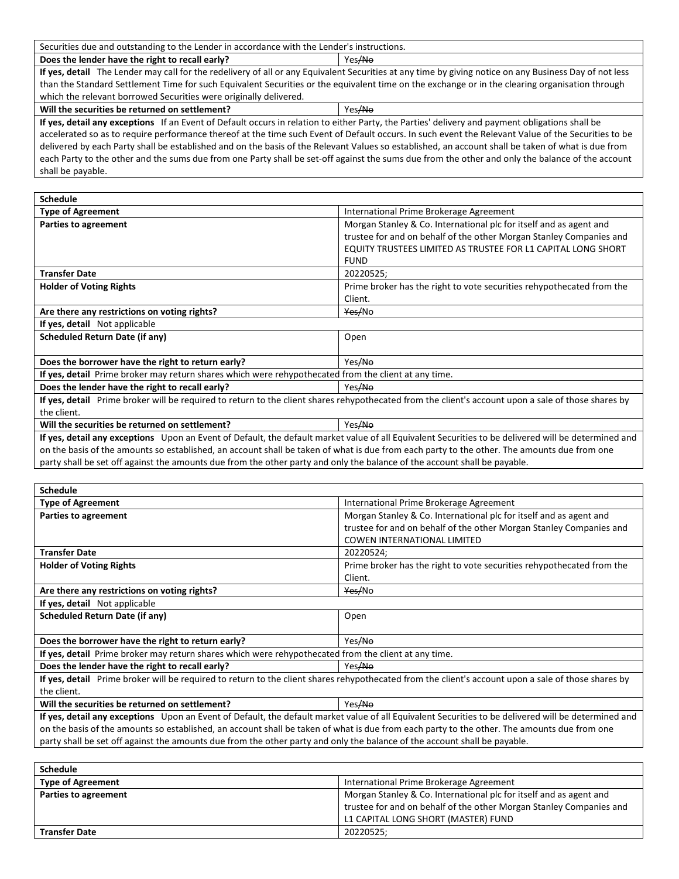| Securities due and outstanding to the Lender in accordance with the Lender's instructions. | |
|---|---|
| **Does the lender have the right to recall early?** | Yes/~~No~~ |
| **If yes, detail** The Lender may call for the redelivery of all or any Equivalent Securities at any time by giving notice on any Business Day of not less than the Standard Settlement Time for such Equivalent Securities or the equivalent time on the exchange or in the clearing organisation through which the relevant borrowed Securities were originally delivered. | |
| **Will the securities be returned on settlement?** | Yes/~~No~~ |
| **If yes, detail any exceptions** If an Event of Default occurs in relation to either Party, the Parties' delivery and payment obligations shall be accelerated so as to require performance thereof at the time such Event of Default occurs. In such event the Relevant Value of the Securities to be delivered by each Party shall be established and on the basis of the Relevant Values so established, an account shall be taken of what is due from each Party to the other and the sums due from one Party shall be set-off against the sums due from the other and only the balance of the account shall be payable. | |

| **Schedule** | |
|---|---|
| **Type of Agreement** | International Prime Brokerage Agreement |
| **Parties to agreement** | Morgan Stanley & Co. International plc for itself and as agent and trustee for and on behalf of the other Morgan Stanley Companies and EQUITY TRUSTEES LIMITED AS TRUSTEE FOR L1 CAPITAL LONG SHORT FUND |
| **Transfer Date** | 20220525; |
| **Holder of Voting Rights** | Prime broker has the right to vote securities rehypothecated from the Client. |
| **Are there any restrictions on voting rights?** | ~~Yes~~/No |
| **If yes, detail** Not applicable | |
| **Scheduled Return Date (if any)** | Open |
| **Does the borrower have the right to return early?** | Yes/~~No~~ |
| **If yes, detail** Prime broker may return shares which were rehypothecated from the client at any time. | |
| **Does the lender have the right to recall early?** | Yes/~~No~~ |
| **If yes, detail** Prime broker will be required to return to the client shares rehypothecated from the client's account upon a sale of those shares by the client. | |
| **Will the securities be returned on settlement?** | Yes/~~No~~ |
| **If yes, detail any exceptions** Upon an Event of Default, the default market value of all Equivalent Securities to be delivered will be determined and on the basis of the amounts so established, an account shall be taken of what is due from each party to the other. The amounts due from one party shall be set off against the amounts due from the other party and only the balance of the account shall be payable. | |

| **Schedule** | |
|---|---|
| **Type of Agreement** | International Prime Brokerage Agreement |
| **Parties to agreement** | Morgan Stanley & Co. International plc for itself and as agent and trustee for and on behalf of the other Morgan Stanley Companies and COWEN INTERNATIONAL LIMITED |
| **Transfer Date** | 20220524; |
| **Holder of Voting Rights** | Prime broker has the right to vote securities rehypothecated from the Client. |
| **Are there any restrictions on voting rights?** | ~~Yes~~/No |
| **If yes, detail** Not applicable | |
| **Scheduled Return Date (if any)** | Open |
| **Does the borrower have the right to return early?** | Yes/~~No~~ |
| **If yes, detail** Prime broker may return shares which were rehypothecated from the client at any time. | |
| **Does the lender have the right to recall early?** | Yes/~~No~~ |
| **If yes, detail** Prime broker will be required to return to the client shares rehypothecated from the client's account upon a sale of those shares by the client. | |
| **Will the securities be returned on settlement?** | Yes/~~No~~ |
| **If yes, detail any exceptions** Upon an Event of Default, the default market value of all Equivalent Securities to be delivered will be determined and on the basis of the amounts so established, an account shall be taken of what is due from each party to the other. The amounts due from one party shall be set off against the amounts due from the other party and only the balance of the account shall be payable. | |

| **Schedule** | |
|---|---|
| **Type of Agreement** | International Prime Brokerage Agreement |
| **Parties to agreement** | Morgan Stanley & Co. International plc for itself and as agent and trustee for and on behalf of the other Morgan Stanley Companies and L1 CAPITAL LONG SHORT (MASTER) FUND |
| **Transfer Date** | 20220525; |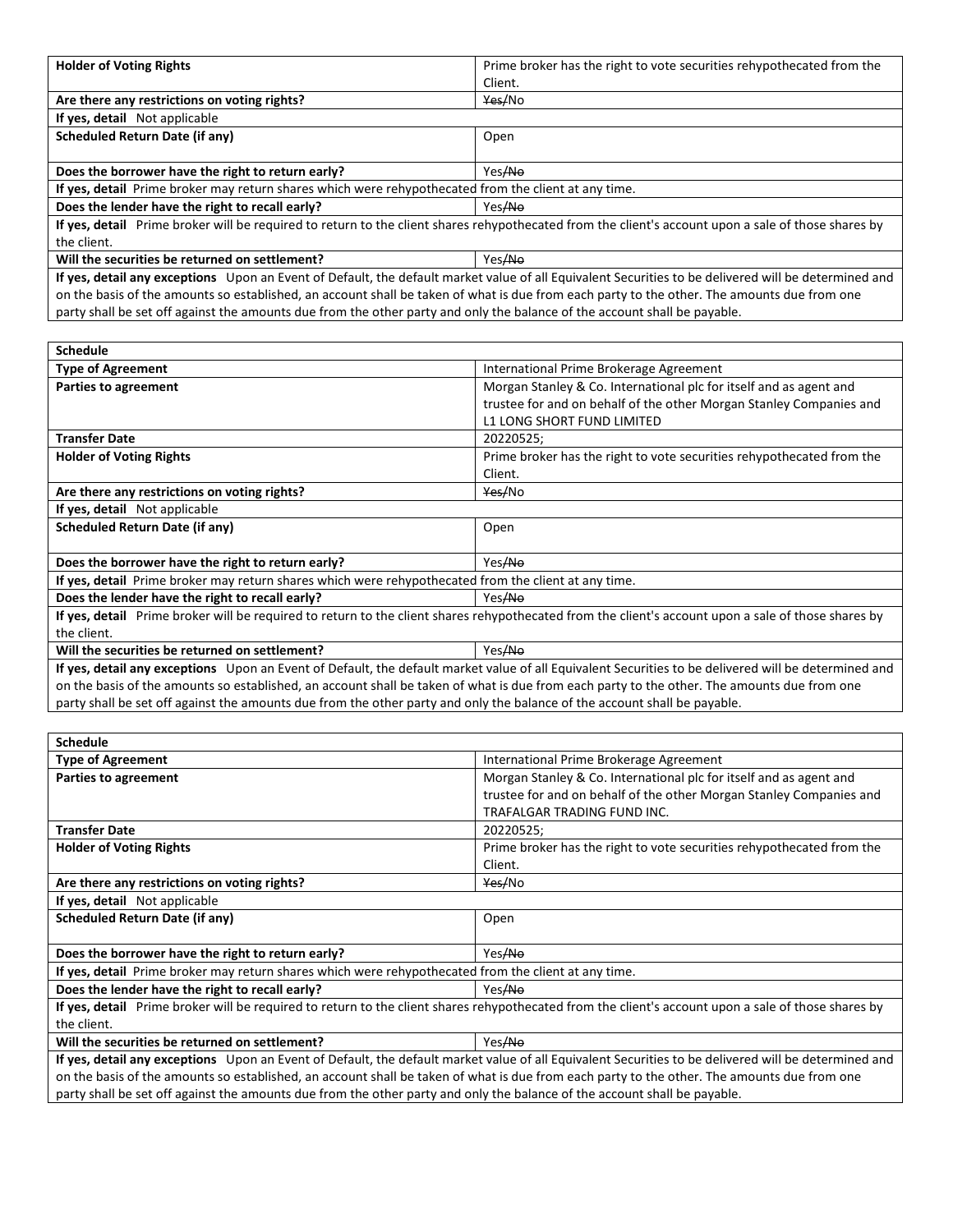| | |
|---|---|
| **Holder of Voting Rights** | Prime broker has the right to vote securities rehypothecated from the Client. |
| **Are there any restrictions on voting rights?** | ~~Yes~~/No |
| **If yes, detail** Not applicable | |
| **Scheduled Return Date (if any)** | Open |
| **Does the borrower have the right to return early?** | Yes/~~No~~ |
| **If yes, detail** Prime broker may return shares which were rehypothecated from the client at any time. | |
| **Does the lender have the right to recall early?** | Yes/~~No~~ |
| **If yes, detail** Prime broker will be required to return to the client shares rehypothecated from the client's account upon a sale of those shares by the client. | |
| **Will the securities be returned on settlement?** | Yes/~~No~~ |
| **If yes, detail any exceptions** Upon an Event of Default, the default market value of all Equivalent Securities to be delivered will be determined and on the basis of the amounts so established, an account shall be taken of what is due from each party to the other. The amounts due from one party shall be set off against the amounts due from the other party and only the balance of the account shall be payable. | |

| **Schedule** | |
|---|---|
| **Type of Agreement** | International Prime Brokerage Agreement |
| **Parties to agreement** | Morgan Stanley & Co. International plc for itself and as agent and trustee for and on behalf of the other Morgan Stanley Companies and L1 LONG SHORT FUND LIMITED |
| **Transfer Date** | 20220525; |
| **Holder of Voting Rights** | Prime broker has the right to vote securities rehypothecated from the Client. |
| **Are there any restrictions on voting rights?** | ~~Yes~~/No |
| **If yes, detail** Not applicable | |
| **Scheduled Return Date (if any)** | Open |
| **Does the borrower have the right to return early?** | Yes/~~No~~ |
| **If yes, detail** Prime broker may return shares which were rehypothecated from the client at any time. | |
| **Does the lender have the right to recall early?** | Yes/~~No~~ |
| **If yes, detail** Prime broker will be required to return to the client shares rehypothecated from the client's account upon a sale of those shares by the client. | |
| **Will the securities be returned on settlement?** | Yes/~~No~~ |
| **If yes, detail any exceptions** Upon an Event of Default, the default market value of all Equivalent Securities to be delivered will be determined and on the basis of the amounts so established, an account shall be taken of what is due from each party to the other. The amounts due from one party shall be set off against the amounts due from the other party and only the balance of the account shall be payable. | |

| **Schedule** | |
|---|---|
| **Type of Agreement** | International Prime Brokerage Agreement |
| **Parties to agreement** | Morgan Stanley & Co. International plc for itself and as agent and trustee for and on behalf of the other Morgan Stanley Companies and TRAFALGAR TRADING FUND INC. |
| **Transfer Date** | 20220525; |
| **Holder of Voting Rights** | Prime broker has the right to vote securities rehypothecated from the Client. |
| **Are there any restrictions on voting rights?** | ~~Yes~~/No |
| **If yes, detail** Not applicable | |
| **Scheduled Return Date (if any)** | Open |
| **Does the borrower have the right to return early?** | Yes/~~No~~ |
| **If yes, detail** Prime broker may return shares which were rehypothecated from the client at any time. | |
| **Does the lender have the right to recall early?** | Yes/~~No~~ |
| **If yes, detail** Prime broker will be required to return to the client shares rehypothecated from the client's account upon a sale of those shares by the client. | |
| **Will the securities be returned on settlement?** | Yes/~~No~~ |
| **If yes, detail any exceptions** Upon an Event of Default, the default market value of all Equivalent Securities to be delivered will be determined and on the basis of the amounts so established, an account shall be taken of what is due from each party to the other. The amounts due from one party shall be set off against the amounts due from the other party and only the balance of the account shall be payable. | |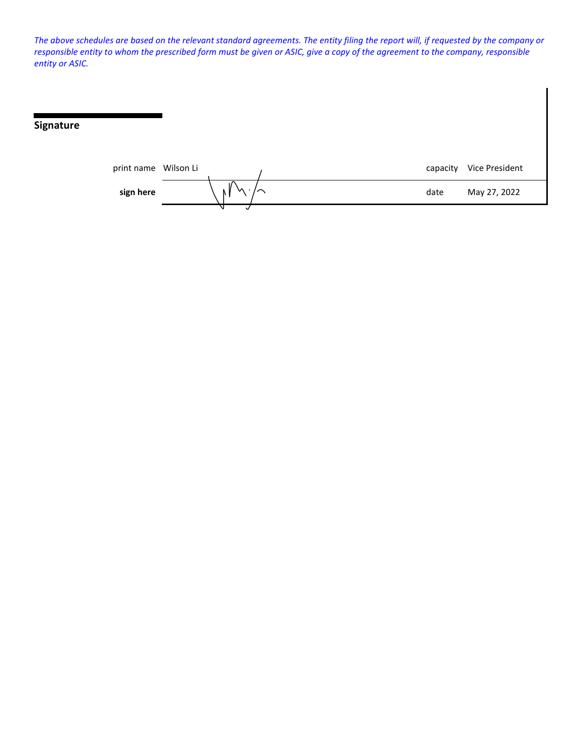*The above schedules are based on the relevant standard agreements. The entity filing the report will, if requested by the company or responsible entity to whom the prescribed form must be given or ASIC, give a copy of the agreement to the company, responsible entity or ASIC.*

## Signature

| | | | |
|---|---|---|---|
| print name | Wilson Li | capacity | Vice President |
| **sign here** | | date | May 27, 2022 |